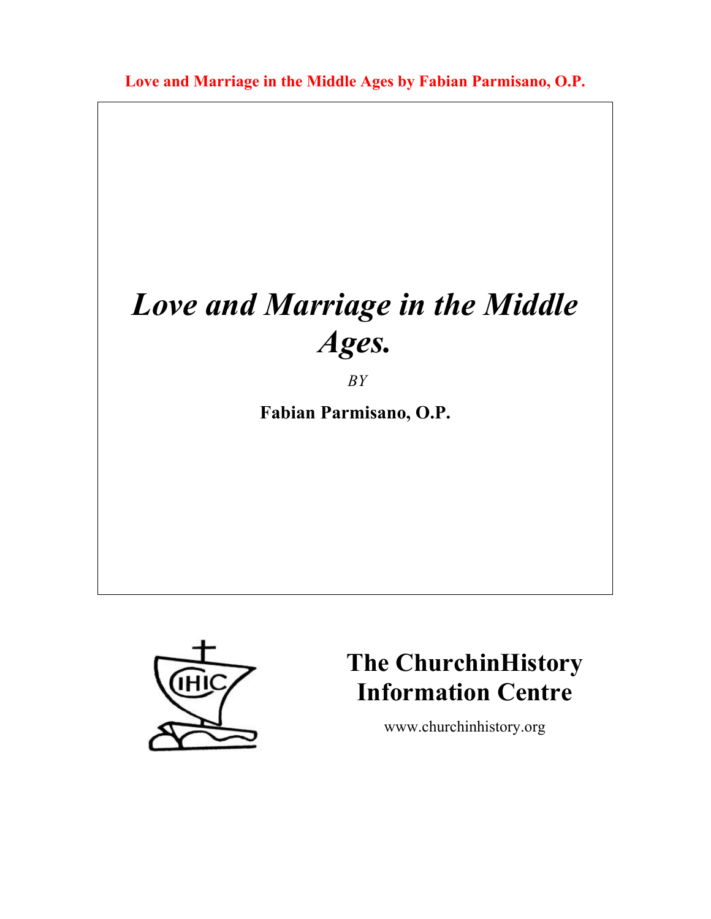# *Love and Marriage in the Middle Ages.*

*BY*

**Fabian Parmisano, O.P.**

**The ChurchinHistory Information Centre**

www.churchinhistory.org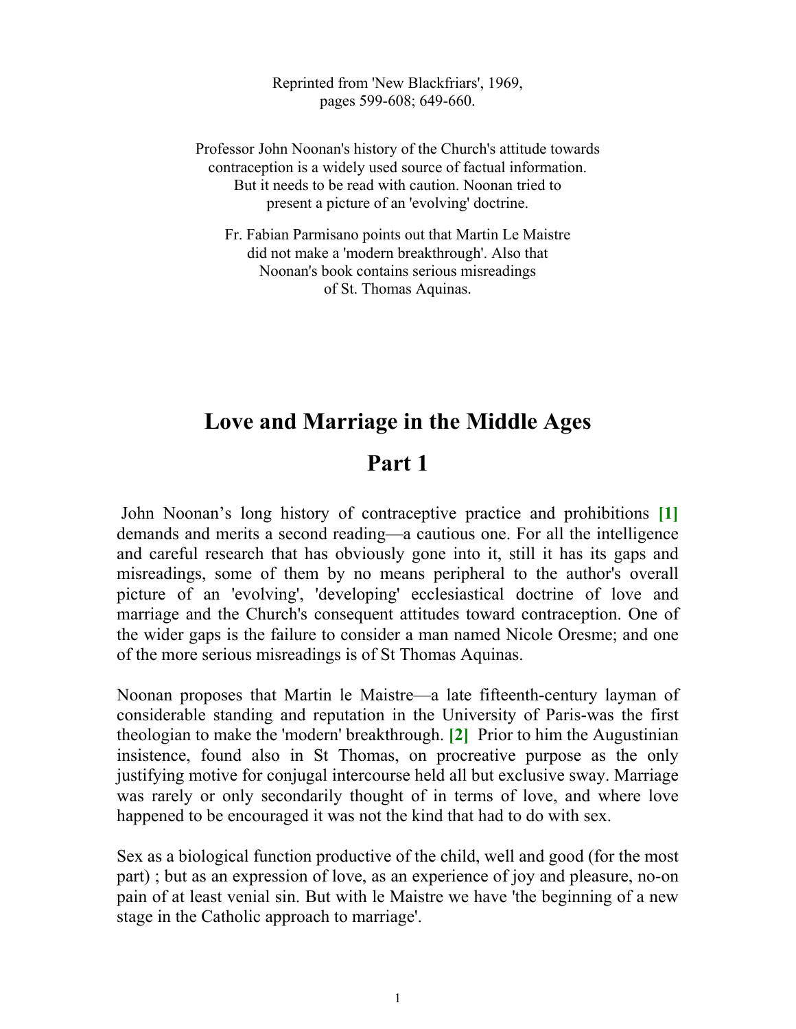Reprinted from 'New Blackfriars', 1969, pages 599-608; 649-660.

Professor John Noonan's history of the Church's attitude towards contraception is a widely used source of factual information. But it needs to be read with caution. Noonan tried to present a picture of an 'evolving' doctrine.

Fr. Fabian Parmisano points out that Martin Le Maistre did not make a 'modern breakthrough'. Also that Noonan's book contains serious misreadings of St. Thomas Aquinas.

# Love and Marriage in the Middle Ages

## Part 1

John Noonan's long history of contraceptive practice and prohibitions **[1]** demands and merits a second reading—a cautious one. For all the intelligence and careful research that has obviously gone into it, still it has its gaps and misreadings, some of them by no means peripheral to the author's overall picture of an 'evolving', 'developing' ecclesiastical doctrine of love and marriage and the Church's consequent attitudes toward contraception. One of the wider gaps is the failure to consider a man named Nicole Oresme; and one of the more serious misreadings is of St Thomas Aquinas.

Noonan proposes that Martin le Maistre—a late fifteenth-century layman of considerable standing and reputation in the University of Paris-was the first theologian to make the 'modern' breakthrough. **[2]** Prior to him the Augustinian insistence, found also in St Thomas, on procreative purpose as the only justifying motive for conjugal intercourse held all but exclusive sway. Marriage was rarely or only secondarily thought of in terms of love, and where love happened to be encouraged it was not the kind that had to do with sex.

Sex as a biological function productive of the child, well and good (for the most part) ; but as an expression of love, as an experience of joy and pleasure, no-on pain of at least venial sin. But with le Maistre we have 'the beginning of a new stage in the Catholic approach to marriage'.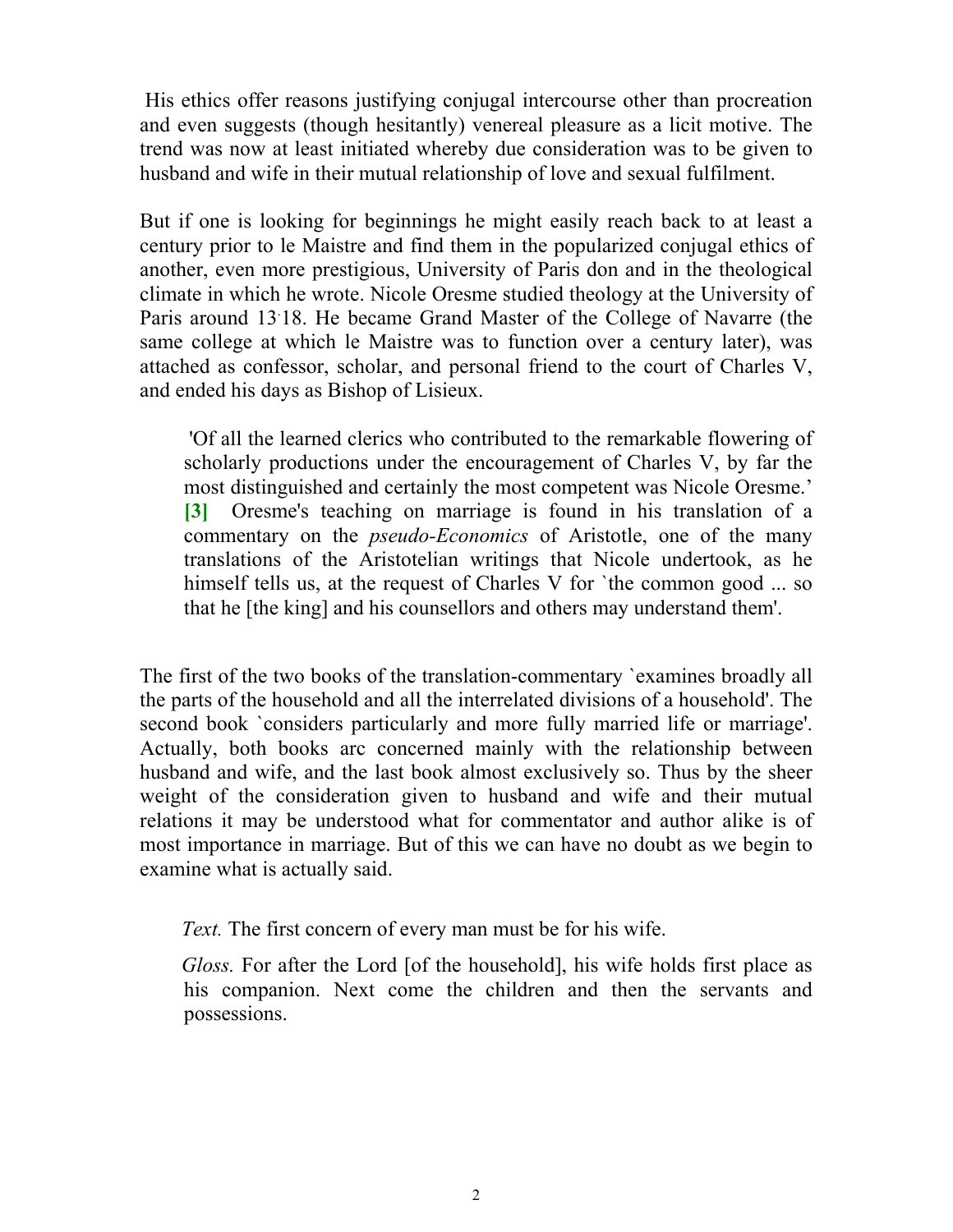His ethics offer reasons justifying conjugal intercourse other than procreation and even suggests (though hesitantly) venereal pleasure as a licit motive. The trend was now at least initiated whereby due consideration was to be given to husband and wife in their mutual relationship of love and sexual fulfilment.

But if one is looking for beginnings he might easily reach back to at least a century prior to le Maistre and find them in the popularized conjugal ethics of another, even more prestigious, University of Paris don and in the theological climate in which he wrote. Nicole Oresme studied theology at the University of Paris around 13·18. He became Grand Master of the College of Navarre (the same college at which le Maistre was to function over a century later), was attached as confessor, scholar, and personal friend to the court of Charles V, and ended his days as Bishop of Lisieux.

> 'Of all the learned clerics who contributed to the remarkable flowering of scholarly productions under the encouragement of Charles V, by far the most distinguished and certainly the most competent was Nicole Oresme.' **[3]** Oresme's teaching on marriage is found in his translation of a commentary on the *pseudo-Economics* of Aristotle, one of the many translations of the Aristotelian writings that Nicole undertook, as he himself tells us, at the request of Charles V for `the common good ... so that he [the king] and his counsellors and others may understand them'.

The first of the two books of the translation-commentary `examines broadly all the parts of the household and all the interrelated divisions of a household'. The second book `considers particularly and more fully married life or marriage'. Actually, both books arc concerned mainly with the relationship between husband and wife, and the last book almost exclusively so. Thus by the sheer weight of the consideration given to husband and wife and their mutual relations it may be understood what for commentator and author alike is of most importance in marriage. But of this we can have no doubt as we begin to examine what is actually said.

> *Text.* The first concern of every man must be for his wife.
>
> *Gloss.* For after the Lord [of the household], his wife holds first place as his companion. Next come the children and then the servants and possessions.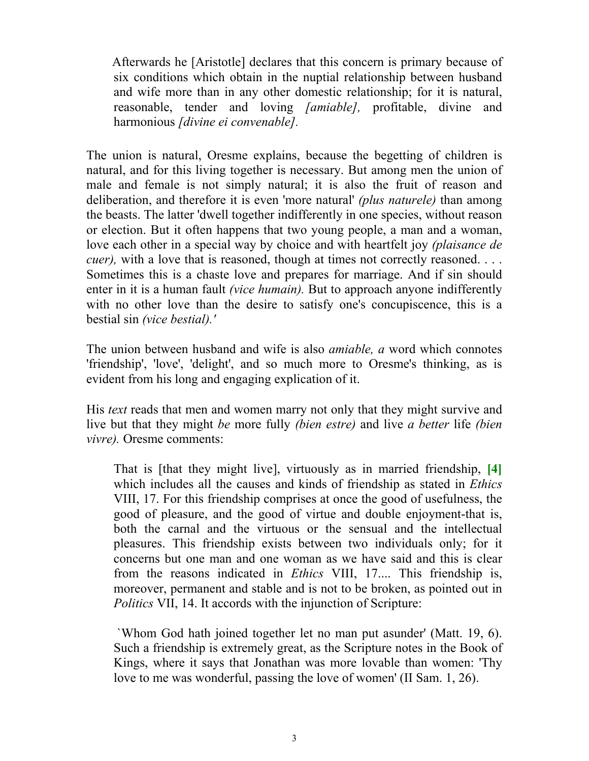> Afterwards he [Aristotle] declares that this concern is primary because of six conditions which obtain in the nuptial relationship between husband and wife more than in any other domestic relationship; for it is natural, reasonable, tender and loving *[amiable],* profitable, divine and harmonious *[divine ei convenable].*

The union is natural, Oresme explains, because the begetting of children is natural, and for this living together is necessary. But among men the union of male and female is not simply natural; it is also the fruit of reason and deliberation, and therefore it is even 'more natural' *(plus naturele)* than among the beasts. The latter 'dwell together indifferently in one species, without reason or election. But it often happens that two young people, a man and a woman, love each other in a special way by choice and with heartfelt joy *(plaisance de cuer),* with a love that is reasoned, though at times not correctly reasoned. . . . Sometimes this is a chaste love and prepares for marriage. And if sin should enter in it is a human fault *(vice humain).* But to approach anyone indifferently with no other love than the desire to satisfy one's concupiscence, this is a bestial sin *(vice bestial).'*

The union between husband and wife is also *amiable, a* word which connotes 'friendship', 'love', 'delight', and so much more to Oresme's thinking, as is evident from his long and engaging explication of it.

His *text* reads that men and women marry not only that they might survive and live but that they might *be* more fully *(bien estre)* and live *a better* life *(bien vivre).* Oresme comments:

> That is [that they might live], virtuously as in married friendship, **[4]** which includes all the causes and kinds of friendship as stated in *Ethics* VIII, 17. For this friendship comprises at once the good of usefulness, the good of pleasure, and the good of virtue and double enjoyment-that is, both the carnal and the virtuous or the sensual and the intellectual pleasures. This friendship exists between two individuals only; for it concerns but one man and one woman as we have said and this is clear from the reasons indicated in *Ethics* VIII, 17.... This friendship is, moreover, permanent and stable and is not to be broken, as pointed out in *Politics* VII, 14. It accords with the injunction of Scripture:
>
> `Whom God hath joined together let no man put asunder' (Matt. 19, 6). Such a friendship is extremely great, as the Scripture notes in the Book of Kings, where it says that Jonathan was more lovable than women: 'Thy love to me was wonderful, passing the love of women' (II Sam. 1, 26).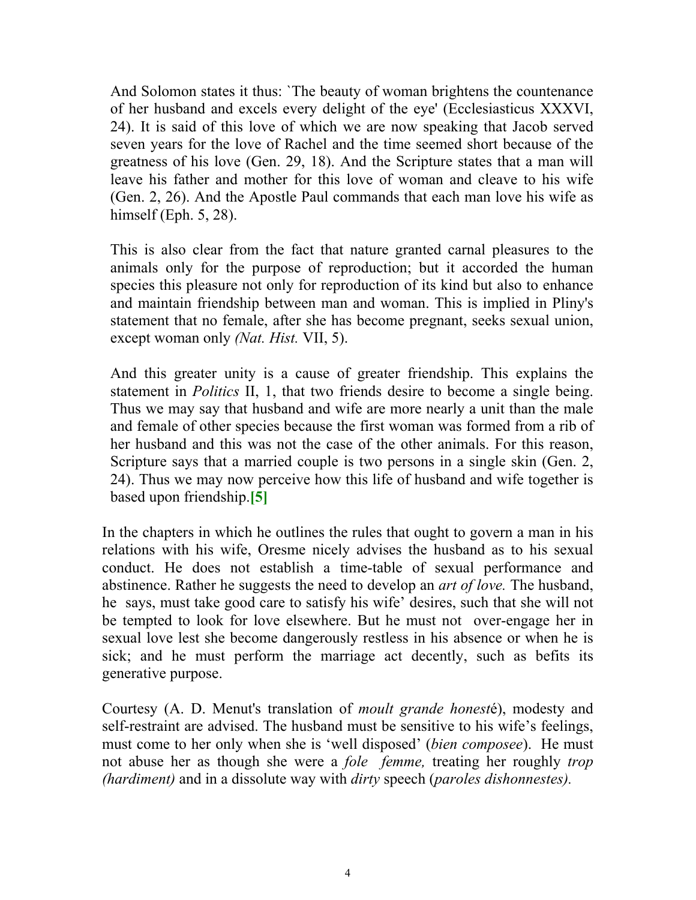> And Solomon states it thus: `The beauty of woman brightens the countenance of her husband and excels every delight of the eye' (Ecclesiasticus XXXVI, 24). It is said of this love of which we are now speaking that Jacob served seven years for the love of Rachel and the time seemed short because of the greatness of his love (Gen. 29, 18). And the Scripture states that a man will leave his father and mother for this love of woman and cleave to his wife (Gen. 2, 26). And the Apostle Paul commands that each man love his wife as himself (Eph. 5, 28).
>
> This is also clear from the fact that nature granted carnal pleasures to the animals only for the purpose of reproduction; but it accorded the human species this pleasure not only for reproduction of its kind but also to enhance and maintain friendship between man and woman. This is implied in Pliny's statement that no female, after she has become pregnant, seeks sexual union, except woman only *(Nat. Hist.* VII, 5).
>
> And this greater unity is a cause of greater friendship. This explains the statement in *Politics* II, 1, that two friends desire to become a single being. Thus we may say that husband and wife are more nearly a unit than the male and female of other species because the first woman was formed from a rib of her husband and this was not the case of the other animals. For this reason, Scripture says that a married couple is two persons in a single skin (Gen. 2, 24). Thus we may now perceive how this life of husband and wife together is based upon friendship.**[5]**

In the chapters in which he outlines the rules that ought to govern a man in his relations with his wife, Oresme nicely advises the husband as to his sexual conduct. He does not establish a time-table of sexual performance and abstinence. Rather he suggests the need to develop an *art of love.* The husband, he says, must take good care to satisfy his wife' desires, such that she will not be tempted to look for love elsewhere. But he must not over-engage her in sexual love lest she become dangerously restless in his absence or when he is sick; and he must perform the marriage act decently, such as befits its generative purpose.

Courtesy (A. D. Menut's translation of *moult grande honest*é), modesty and self-restraint are advised. The husband must be sensitive to his wife's feelings, must come to her only when she is 'well disposed' (*bien composee*). He must not abuse her as though she were a *fole femme,* treating her roughly *trop (hardiment)* and in a dissolute way with *dirty* speech (*paroles dishonnestes).*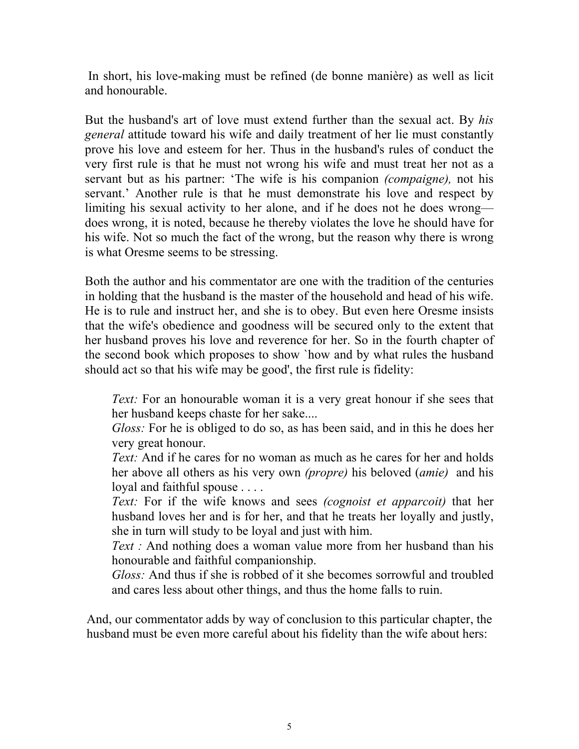In short, his love-making must be refined (de bonne manière) as well as licit and honourable.

But the husband's art of love must extend further than the sexual act. By *his general* attitude toward his wife and daily treatment of her lie must constantly prove his love and esteem for her. Thus in the husband's rules of conduct the very first rule is that he must not wrong his wife and must treat her not as a servant but as his partner: 'The wife is his companion *(compaigne),* not his servant.' Another rule is that he must demonstrate his love and respect by limiting his sexual activity to her alone, and if he does not he does wrong—does wrong, it is noted, because he thereby violates the love he should have for his wife. Not so much the fact of the wrong, but the reason why there is wrong is what Oresme seems to be stressing.

Both the author and his commentator are one with the tradition of the centuries in holding that the husband is the master of the household and head of his wife. He is to rule and instruct her, and she is to obey. But even here Oresme insists that the wife's obedience and goodness will be secured only to the extent that her husband proves his love and reverence for her. So in the fourth chapter of the second book which proposes to show `how and by what rules the husband should act so that his wife may be good', the first rule is fidelity:

> *Text:* For an honourable woman it is a very great honour if she sees that her husband keeps chaste for her sake....
> *Gloss:* For he is obliged to do so, as has been said, and in this he does her very great honour.
> *Text:* And if he cares for no woman as much as he cares for her and holds her above all others as his very own *(propre)* his beloved (*amie)* and his loyal and faithful spouse . . . .
> *Text:* For if the wife knows and sees *(cognoist et apparcoit)* that her husband loves her and is for her, and that he treats her loyally and justly, she in turn will study to be loyal and just with him.
> *Text :* And nothing does a woman value more from her husband than his honourable and faithful companionship.
> *Gloss:* And thus if she is robbed of it she becomes sorrowful and troubled and cares less about other things, and thus the home falls to ruin.

And, our commentator adds by way of conclusion to this particular chapter, the husband must be even more careful about his fidelity than the wife about hers: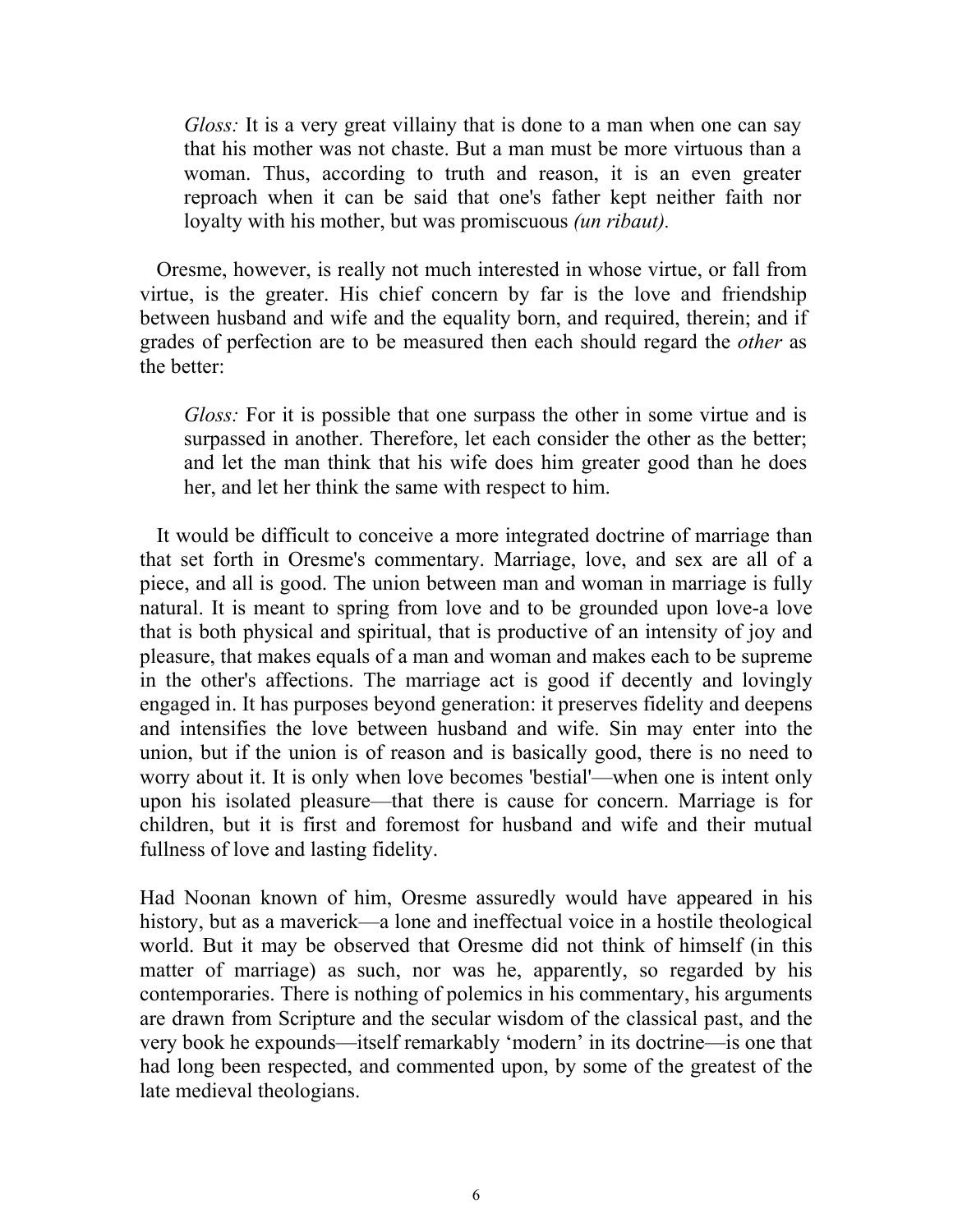> *Gloss:* It is a very great villainy that is done to a man when one can say that his mother was not chaste. But a man must be more virtuous than a woman. Thus, according to truth and reason, it is an even greater reproach when it can be said that one's father kept neither faith nor loyalty with his mother, but was promiscuous *(un ribaut).*

Oresme, however, is really not much interested in whose virtue, or fall from virtue, is the greater. His chief concern by far is the love and friendship between husband and wife and the equality born, and required, therein; and if grades of perfection are to be measured then each should regard the *other* as the better:

> *Gloss:* For it is possible that one surpass the other in some virtue and is surpassed in another. Therefore, let each consider the other as the better; and let the man think that his wife does him greater good than he does her, and let her think the same with respect to him.

It would be difficult to conceive a more integrated doctrine of marriage than that set forth in Oresme's commentary. Marriage, love, and sex are all of a piece, and all is good. The union between man and woman in marriage is fully natural. It is meant to spring from love and to be grounded upon love-a love that is both physical and spiritual, that is productive of an intensity of joy and pleasure, that makes equals of a man and woman and makes each to be supreme in the other's affections. The marriage act is good if decently and lovingly engaged in. It has purposes beyond generation: it preserves fidelity and deepens and intensifies the love between husband and wife. Sin may enter into the union, but if the union is of reason and is basically good, there is no need to worry about it. It is only when love becomes 'bestial'—when one is intent only upon his isolated pleasure—that there is cause for concern. Marriage is for children, but it is first and foremost for husband and wife and their mutual fullness of love and lasting fidelity.

Had Noonan known of him, Oresme assuredly would have appeared in his history, but as a maverick—a lone and ineffectual voice in a hostile theological world. But it may be observed that Oresme did not think of himself (in this matter of marriage) as such, nor was he, apparently, so regarded by his contemporaries. There is nothing of polemics in his commentary, his arguments are drawn from Scripture and the secular wisdom of the classical past, and the very book he expounds—itself remarkably 'modern' in its doctrine—is one that had long been respected, and commented upon, by some of the greatest of the late medieval theologians.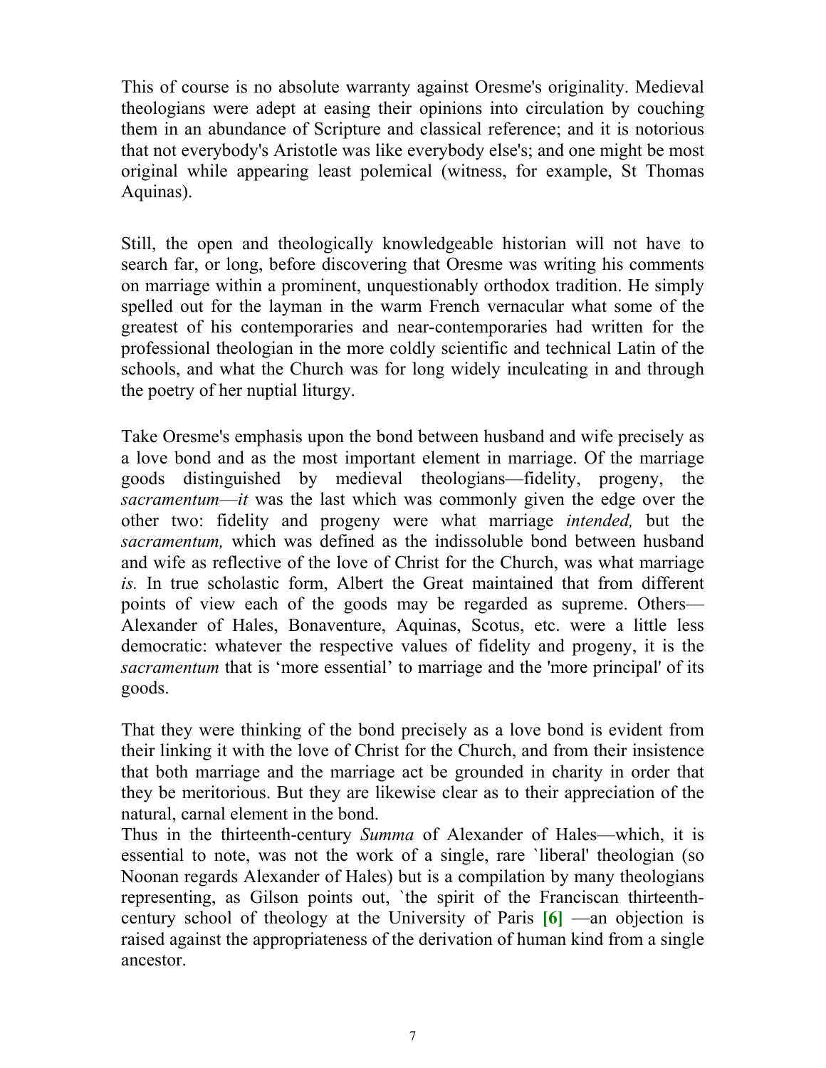This of course is no absolute warranty against Oresme's originality. Medieval theologians were adept at easing their opinions into circulation by couching them in an abundance of Scripture and classical reference; and it is notorious that not everybody's Aristotle was like everybody else's; and one might be most original while appearing least polemical (witness, for example, St Thomas Aquinas).

Still, the open and theologically knowledgeable historian will not have to search far, or long, before discovering that Oresme was writing his comments on marriage within a prominent, unquestionably orthodox tradition. He simply spelled out for the layman in the warm French vernacular what some of the greatest of his contemporaries and near-contemporaries had written for the professional theologian in the more coldly scientific and technical Latin of the schools, and what the Church was for long widely inculcating in and through the poetry of her nuptial liturgy.

Take Oresme's emphasis upon the bond between husband and wife precisely as a love bond and as the most important element in marriage. Of the marriage goods distinguished by medieval theologians—fidelity, progeny, the *sacramentum*—*it* was the last which was commonly given the edge over the other two: fidelity and progeny were what marriage *intended,* but the *sacramentum,* which was defined as the indissoluble bond between husband and wife as reflective of the love of Christ for the Church, was what marriage *is.* In true scholastic form, Albert the Great maintained that from different points of view each of the goods may be regarded as supreme. Others—Alexander of Hales, Bonaventure, Aquinas, Scotus, etc. were a little less democratic: whatever the respective values of fidelity and progeny, it is the *sacramentum* that is 'more essential' to marriage and the 'more principal' of its goods.

That they were thinking of the bond precisely as a love bond is evident from their linking it with the love of Christ for the Church, and from their insistence that both marriage and the marriage act be grounded in charity in order that they be meritorious. But they are likewise clear as to their appreciation of the natural, carnal element in the bond.

Thus in the thirteenth-century *Summa* of Alexander of Hales—which, it is essential to note, was not the work of a single, rare `liberal' theologian (so Noonan regards Alexander of Hales) but is a compilation by many theologians representing, as Gilson points out, `the spirit of the Franciscan thirteenth-century school of theology at the University of Paris **[6]** —an objection is raised against the appropriateness of the derivation of human kind from a single ancestor.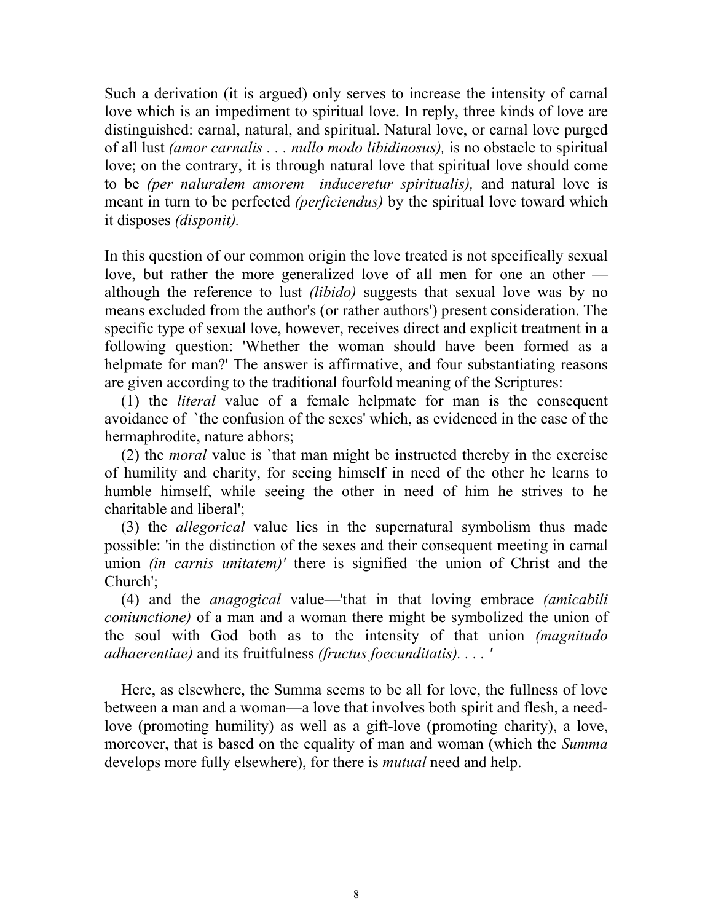Such a derivation (it is argued) only serves to increase the intensity of carnal love which is an impediment to spiritual love. In reply, three kinds of love are distinguished: carnal, natural, and spiritual. Natural love, or carnal love purged of all lust *(amor carnalis . . . nullo modo libidinosus),* is no obstacle to spiritual love; on the contrary, it is through natural love that spiritual love should come to be *(per naluralem amorem induceretur spiritualis),* and natural love is meant in turn to be perfected *(perficiendus)* by the spiritual love toward which it disposes *(disponit).*

In this question of our common origin the love treated is not specifically sexual love, but rather the more generalized love of all men for one an other — although the reference to lust *(libido)* suggests that sexual love was by no means excluded from the author's (or rather authors') present consideration. The specific type of sexual love, however, receives direct and explicit treatment in a following question: 'Whether the woman should have been formed as a helpmate for man?' The answer is affirmative, and four substantiating reasons are given according to the traditional fourfold meaning of the Scriptures:

(1) the *literal* value of a female helpmate for man is the consequent avoidance of `the confusion of the sexes' which, as evidenced in the case of the hermaphrodite, nature abhors;

(2) the *moral* value is `that man might be instructed thereby in the exercise of humility and charity, for seeing himself in need of the other he learns to humble himself, while seeing the other in need of him he strives to he charitable and liberal';

(3) the *allegorical* value lies in the supernatural symbolism thus made possible: 'in the distinction of the sexes and their consequent meeting in carnal union *(in carnis unitatem)'* there is signified 'the union of Christ and the Church';

(4) and the *anagogical* value—'that in that loving embrace *(amicabili coniunctione)* of a man and a woman there might be symbolized the union of the soul with God both as to the intensity of that union *(magnitudo adhaerentiae)* and its fruitfulness *(fructus foecunditatis)*. . . . '

Here, as elsewhere, the Summa seems to be all for love, the fullness of love between a man and a woman—a love that involves both spirit and flesh, a need-love (promoting humility) as well as a gift-love (promoting charity), a love, moreover, that is based on the equality of man and woman (which the *Summa* develops more fully elsewhere), for there is *mutual* need and help.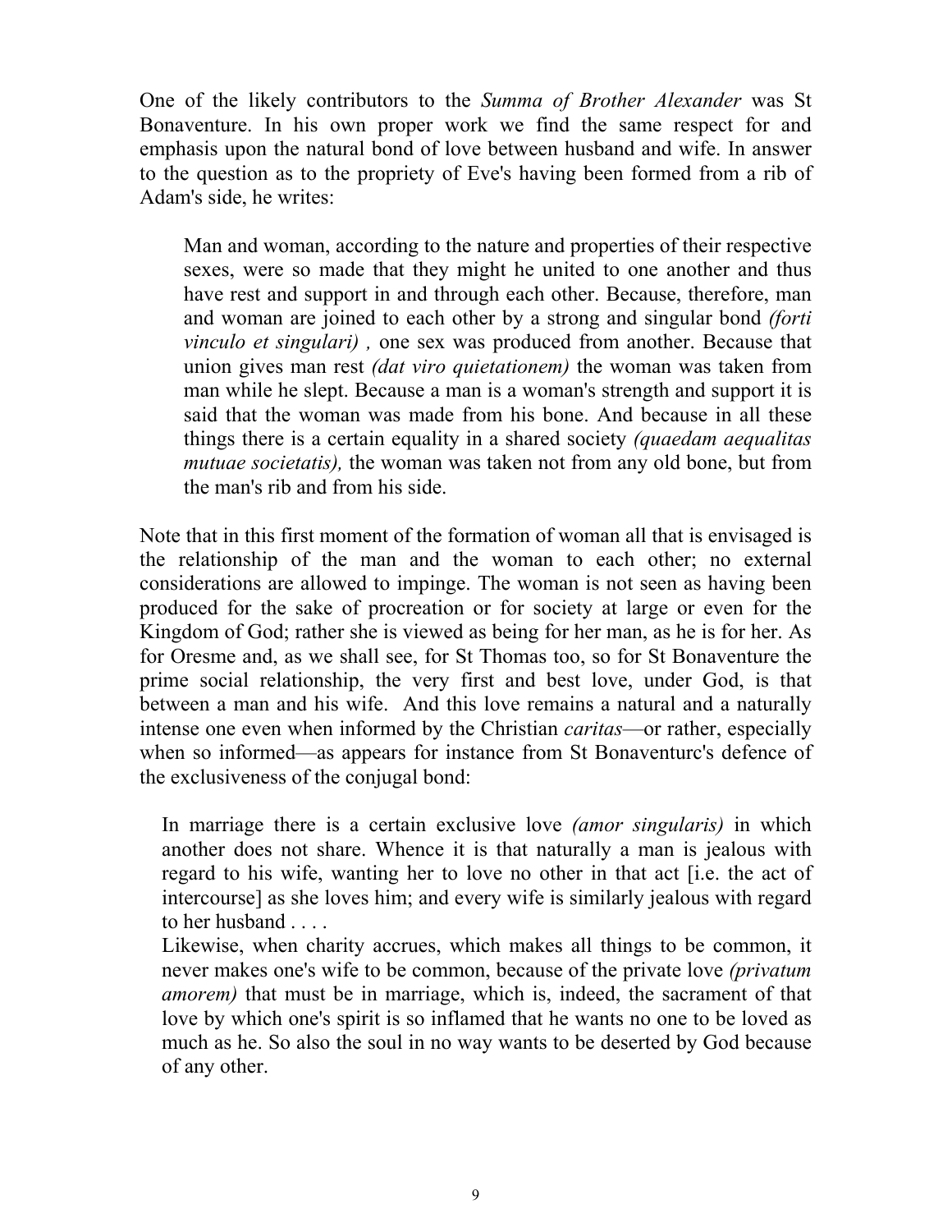One of the likely contributors to the *Summa of Brother Alexander* was St Bonaventure. In his own proper work we find the same respect for and emphasis upon the natural bond of love between husband and wife. In answer to the question as to the propriety of Eve's having been formed from a rib of Adam's side, he writes:

> Man and woman, according to the nature and properties of their respective sexes, were so made that they might he united to one another and thus have rest and support in and through each other. Because, therefore, man and woman are joined to each other by a strong and singular bond *(forti vinculo et singulari) ,* one sex was produced from another. Because that union gives man rest *(dat viro quietationem)* the woman was taken from man while he slept. Because a man is a woman's strength and support it is said that the woman was made from his bone. And because in all these things there is a certain equality in a shared society *(quaedam aequalitas mutuae societatis),* the woman was taken not from any old bone, but from the man's rib and from his side.

Note that in this first moment of the formation of woman all that is envisaged is the relationship of the man and the woman to each other; no external considerations are allowed to impinge. The woman is not seen as having been produced for the sake of procreation or for society at large or even for the Kingdom of God; rather she is viewed as being for her man, as he is for her. As for Oresme and, as we shall see, for St Thomas too, so for St Bonaventure the prime social relationship, the very first and best love, under God, is that between a man and his wife. And this love remains a natural and a naturally intense one even when informed by the Christian *caritas*—or rather, especially when so informed—as appears for instance from St Bonaventurc's defence of the exclusiveness of the conjugal bond:

> In marriage there is a certain exclusive love *(amor singularis)* in which another does not share. Whence it is that naturally a man is jealous with regard to his wife, wanting her to love no other in that act [i.e. the act of intercourse] as she loves him; and every wife is similarly jealous with regard to her husband . . . .
>
> Likewise, when charity accrues, which makes all things to be common, it never makes one's wife to be common, because of the private love *(privatum amorem)* that must be in marriage, which is, indeed, the sacrament of that love by which one's spirit is so inflamed that he wants no one to be loved as much as he. So also the soul in no way wants to be deserted by God because of any other.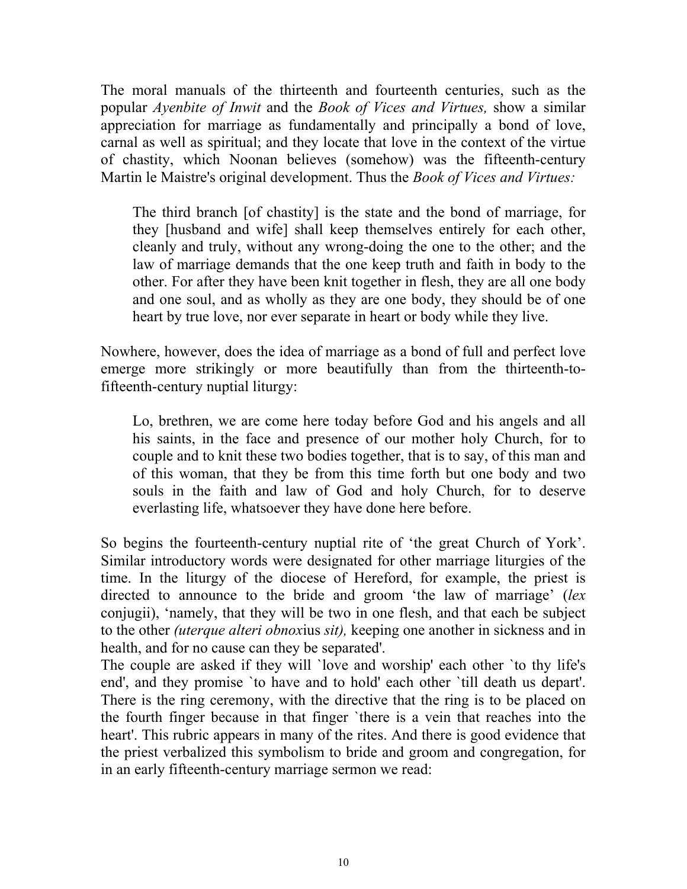The moral manuals of the thirteenth and fourteenth centuries, such as the popular *Ayenbite of Inwit* and the *Book of Vices and Virtues,* show a similar appreciation for marriage as fundamentally and principally a bond of love, carnal as well as spiritual; and they locate that love in the context of the virtue of chastity, which Noonan believes (somehow) was the fifteenth-century Martin le Maistre's original development. Thus the *Book of Vices and Virtues:*

> The third branch [of chastity] is the state and the bond of marriage, for they [husband and wife] shall keep themselves entirely for each other, cleanly and truly, without any wrong-doing the one to the other; and the law of marriage demands that the one keep truth and faith in body to the other. For after they have been knit together in flesh, they are all one body and one soul, and as wholly as they are one body, they should be of one heart by true love, nor ever separate in heart or body while they live.

Nowhere, however, does the idea of marriage as a bond of full and perfect love emerge more strikingly or more beautifully than from the thirteenth-to-fifteenth-century nuptial liturgy:

> Lo, brethren, we are come here today before God and his angels and all his saints, in the face and presence of our mother holy Church, for to couple and to knit these two bodies together, that is to say, of this man and of this woman, that they be from this time forth but one body and two souls in the faith and law of God and holy Church, for to deserve everlasting life, whatsoever they have done here before.

So begins the fourteenth-century nuptial rite of 'the great Church of York'. Similar introductory words were designated for other marriage liturgies of the time. In the liturgy of the diocese of Hereford, for example, the priest is directed to announce to the bride and groom 'the law of marriage' (*lex* conjugii), 'namely, that they will be two in one flesh, and that each be subject to the other *(uterque alteri obnox*ius *sit),* keeping one another in sickness and in health, and for no cause can they be separated'.

The couple are asked if they will `love and worship' each other `to thy life's end', and they promise `to have and to hold' each other `till death us depart'. There is the ring ceremony, with the directive that the ring is to be placed on the fourth finger because in that finger `there is a vein that reaches into the heart'. This rubric appears in many of the rites. And there is good evidence that the priest verbalized this symbolism to bride and groom and congregation, for in an early fifteenth-century marriage sermon we read: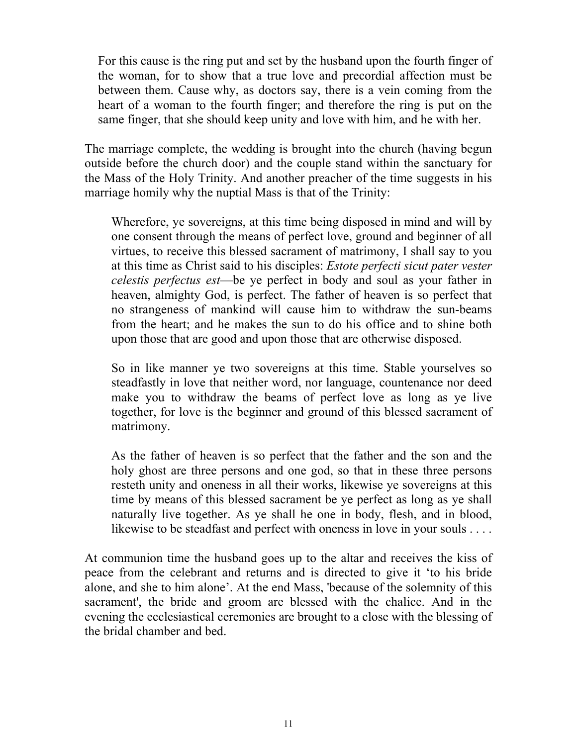> For this cause is the ring put and set by the husband upon the fourth finger of the woman, for to show that a true love and precordial affection must be between them. Cause why, as doctors say, there is a vein coming from the heart of a woman to the fourth finger; and therefore the ring is put on the same finger, that she should keep unity and love with him, and he with her.

The marriage complete, the wedding is brought into the church (having begun outside before the church door) and the couple stand within the sanctuary for the Mass of the Holy Trinity. And another preacher of the time suggests in his marriage homily why the nuptial Mass is that of the Trinity:

> Wherefore, ye sovereigns, at this time being disposed in mind and will by one consent through the means of perfect love, ground and beginner of all virtues, to receive this blessed sacrament of matrimony, I shall say to you at this time as Christ said to his disciples: *Estote perfecti sicut pater vester celestis perfectus est*—be ye perfect in body and soul as your father in heaven, almighty God, is perfect. The father of heaven is so perfect that no strangeness of mankind will cause him to withdraw the sun-beams from the heart; and he makes the sun to do his office and to shine both upon those that are good and upon those that are otherwise disposed.
>
> So in like manner ye two sovereigns at this time. Stable yourselves so steadfastly in love that neither word, nor language, countenance nor deed make you to withdraw the beams of perfect love as long as ye live together, for love is the beginner and ground of this blessed sacrament of matrimony.
>
> As the father of heaven is so perfect that the father and the son and the holy ghost are three persons and one god, so that in these three persons resteth unity and oneness in all their works, likewise ye sovereigns at this time by means of this blessed sacrament be ye perfect as long as ye shall naturally live together. As ye shall he one in body, flesh, and in blood, likewise to be steadfast and perfect with oneness in love in your souls . . . .

At communion time the husband goes up to the altar and receives the kiss of peace from the celebrant and returns and is directed to give it 'to his bride alone, and she to him alone'. At the end Mass, 'because of the solemnity of this sacrament', the bride and groom are blessed with the chalice. And in the evening the ecclesiastical ceremonies are brought to a close with the blessing of the bridal chamber and bed.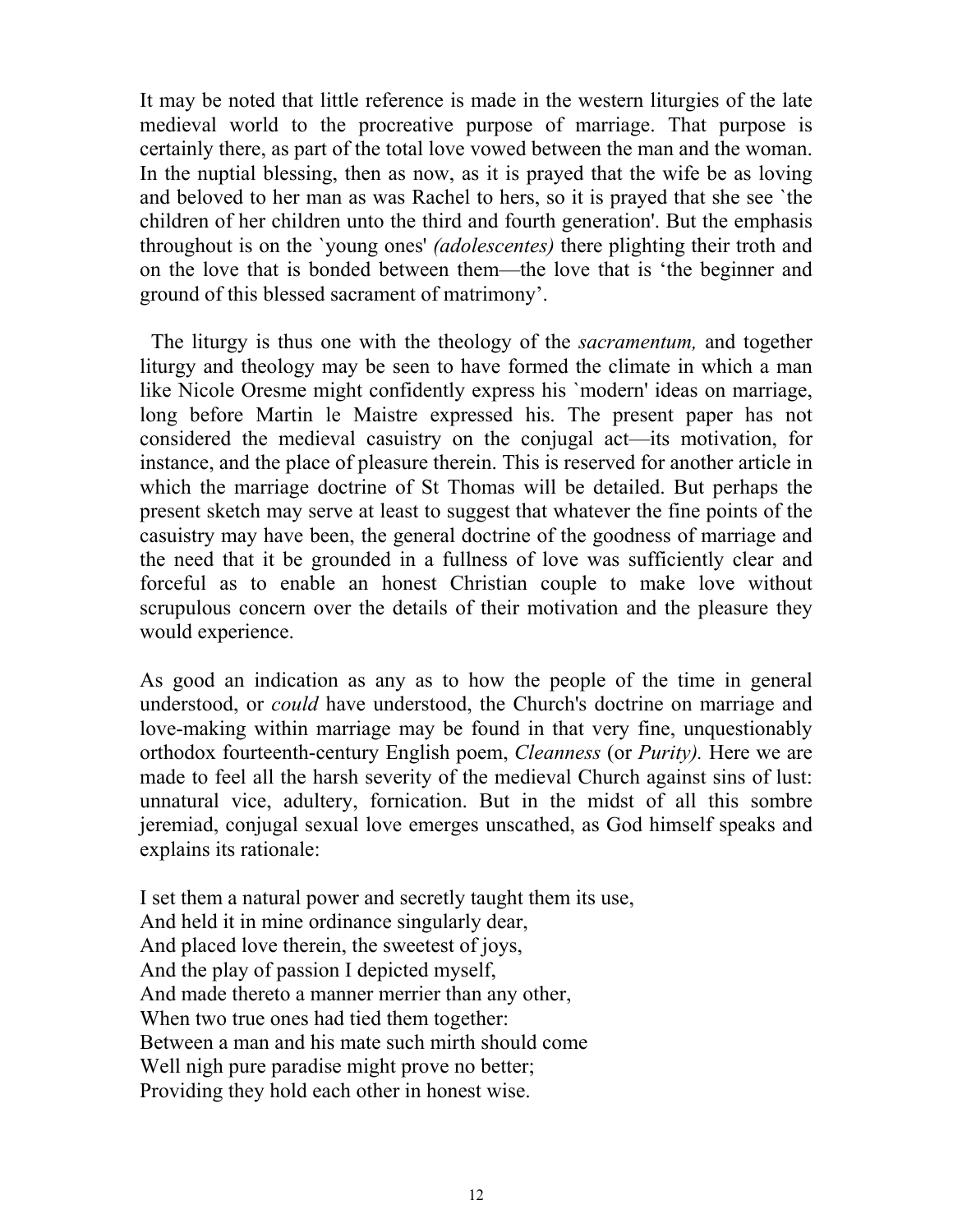It may be noted that little reference is made in the western liturgies of the late medieval world to the procreative purpose of marriage. That purpose is certainly there, as part of the total love vowed between the man and the woman. In the nuptial blessing, then as now, as it is prayed that the wife be as loving and beloved to her man as was Rachel to hers, so it is prayed that she see `the children of her children unto the third and fourth generation'. But the emphasis throughout is on the `young ones' *(adolescentes)* there plighting their troth and on the love that is bonded between them—the love that is 'the beginner and ground of this blessed sacrament of matrimony'.

The liturgy is thus one with the theology of the *sacramentum,* and together liturgy and theology may be seen to have formed the climate in which a man like Nicole Oresme might confidently express his `modern' ideas on marriage, long before Martin le Maistre expressed his. The present paper has not considered the medieval casuistry on the conjugal act—its motivation, for instance, and the place of pleasure therein. This is reserved for another article in which the marriage doctrine of St Thomas will be detailed. But perhaps the present sketch may serve at least to suggest that whatever the fine points of the casuistry may have been, the general doctrine of the goodness of marriage and the need that it be grounded in a fullness of love was sufficiently clear and forceful as to enable an honest Christian couple to make love without scrupulous concern over the details of their motivation and the pleasure they would experience.

As good an indication as any as to how the people of the time in general understood, or *could* have understood, the Church's doctrine on marriage and love-making within marriage may be found in that very fine, unquestionably orthodox fourteenth-century English poem, *Cleanness* (or *Purity).* Here we are made to feel all the harsh severity of the medieval Church against sins of lust: unnatural vice, adultery, fornication. But in the midst of all this sombre jeremiad, conjugal sexual love emerges unscathed, as God himself speaks and explains its rationale:

I set them a natural power and secretly taught them its use,  
And held it in mine ordinance singularly dear,  
And placed love therein, the sweetest of joys,  
And the play of passion I depicted myself,  
And made thereto a manner merrier than any other,  
When two true ones had tied them together:  
Between a man and his mate such mirth should come  
Well nigh pure paradise might prove no better;  
Providing they hold each other in honest wise.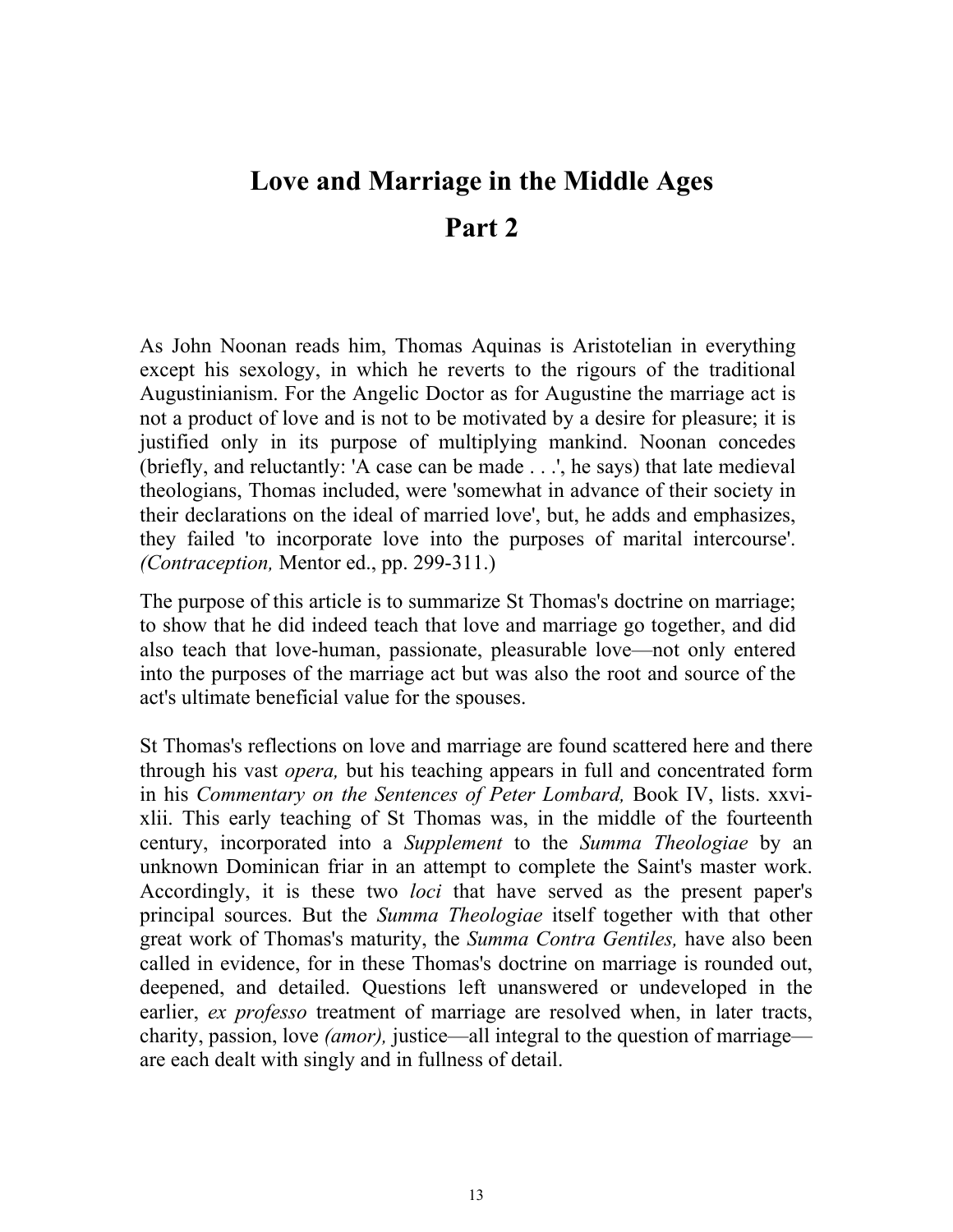# Love and Marriage in the Middle Ages

# Part 2

As John Noonan reads him, Thomas Aquinas is Aristotelian in everything except his sexology, in which he reverts to the rigours of the traditional Augustinianism. For the Angelic Doctor as for Augustine the marriage act is not a product of love and is not to be motivated by a desire for pleasure; it is justified only in its purpose of multiplying mankind. Noonan concedes (briefly, and reluctantly: 'A case can be made . . .', he says) that late medieval theologians, Thomas included, were 'somewhat in advance of their society in their declarations on the ideal of married love', but, he adds and emphasizes, they failed 'to incorporate love into the purposes of marital intercourse'. *(Contraception,* Mentor ed., pp. 299-311.)

The purpose of this article is to summarize St Thomas's doctrine on marriage; to show that he did indeed teach that love and marriage go together, and did also teach that love-human, passionate, pleasurable love—not only entered into the purposes of the marriage act but was also the root and source of the act's ultimate beneficial value for the spouses.

St Thomas's reflections on love and marriage are found scattered here and there through his vast *opera,* but his teaching appears in full and concentrated form in his *Commentary on the Sentences of Peter Lombard,* Book IV, lists. xxvi-xlii. This early teaching of St Thomas was, in the middle of the fourteenth century, incorporated into a *Supplement* to the *Summa Theologiae* by an unknown Dominican friar in an attempt to complete the Saint's master work. Accordingly, it is these two *loci* that have served as the present paper's principal sources. But the *Summa Theologiae* itself together with that other great work of Thomas's maturity, the *Summa Contra Gentiles,* have also been called in evidence, for in these Thomas's doctrine on marriage is rounded out, deepened, and detailed. Questions left unanswered or undeveloped in the earlier, *ex professo* treatment of marriage are resolved when, in later tracts, charity, passion, love *(amor),* justice—all integral to the question of marriage—are each dealt with singly and in fullness of detail.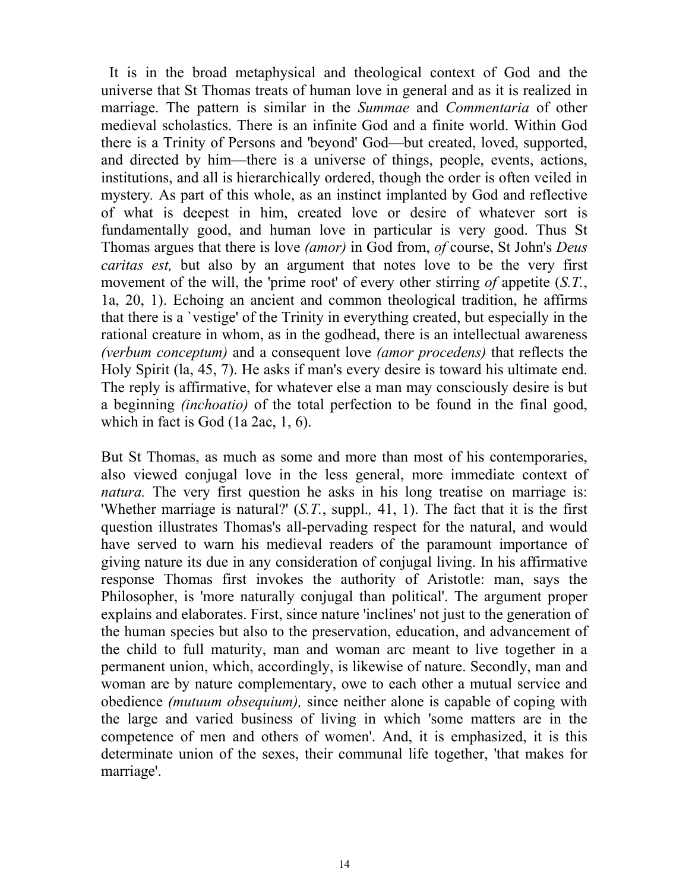It is in the broad metaphysical and theological context of God and the universe that St Thomas treats of human love in general and as it is realized in marriage. The pattern is similar in the *Summae* and *Commentaria* of other medieval scholastics. There is an infinite God and a finite world. Within God there is a Trinity of Persons and 'beyond' God—but created, loved, supported, and directed by him—there is a universe of things, people, events, actions, institutions, and all is hierarchically ordered, though the order is often veiled in mystery. As part of this whole, as an instinct implanted by God and reflective of what is deepest in him, created love or desire of whatever sort is fundamentally good, and human love in particular is very good. Thus St Thomas argues that there is love *(amor)* in God from, *of* course, St John's *Deus caritas est,* but also by an argument that notes love to be the very first movement of the will, the 'prime root' of every other stirring *of* appetite (*S.T.*, 1a, 20, 1). Echoing an ancient and common theological tradition, he affirms that there is a `vestige' of the Trinity in everything created, but especially in the rational creature in whom, as in the godhead, there is an intellectual awareness *(verbum conceptum)* and a consequent love *(amor procedens)* that reflects the Holy Spirit (la, 45, 7). He asks if man's every desire is toward his ultimate end. The reply is affirmative, for whatever else a man may consciously desire is but a beginning *(inchoatio)* of the total perfection to be found in the final good, which in fact is God (1a 2ac, 1, 6).

But St Thomas, as much as some and more than most of his contemporaries, also viewed conjugal love in the less general, more immediate context of *natura.* The very first question he asks in his long treatise on marriage is: 'Whether marriage is natural?' (*S.T.*, suppl*.,* 41, 1). The fact that it is the first question illustrates Thomas's all-pervading respect for the natural, and would have served to warn his medieval readers of the paramount importance of giving nature its due in any consideration of conjugal living. In his affirmative response Thomas first invokes the authority of Aristotle: man, says the Philosopher, is 'more naturally conjugal than political'. The argument proper explains and elaborates. First, since nature 'inclines' not just to the generation of the human species but also to the preservation, education, and advancement of the child to full maturity, man and woman arc meant to live together in a permanent union, which, accordingly, is likewise of nature. Secondly, man and woman are by nature complementary, owe to each other a mutual service and obedience *(mutuum obsequium),* since neither alone is capable of coping with the large and varied business of living in which 'some matters are in the competence of men and others of women'. And, it is emphasized, it is this determinate union of the sexes, their communal life together, 'that makes for marriage'.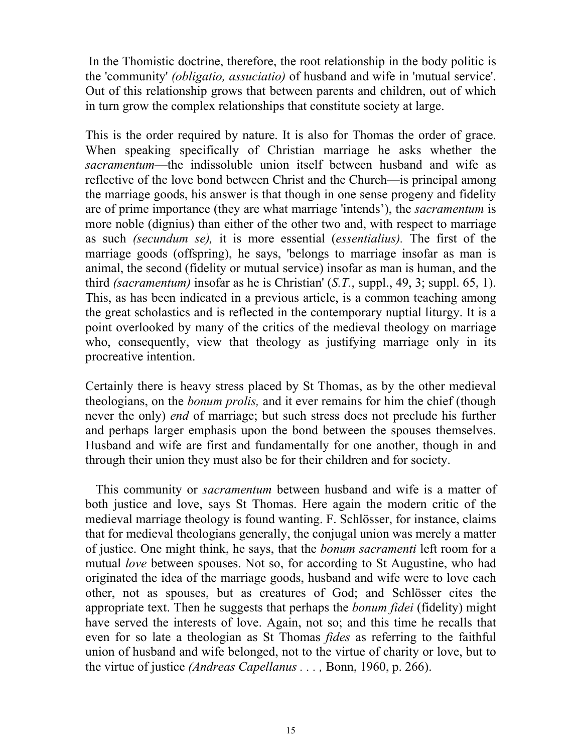In the Thomistic doctrine, therefore, the root relationship in the body politic is the 'community' *(obligatio, assuciatio)* of husband and wife in 'mutual service'. Out of this relationship grows that between parents and children, out of which in turn grow the complex relationships that constitute society at large.

This is the order required by nature. It is also for Thomas the order of grace. When speaking specifically of Christian marriage he asks whether the *sacramentum*—the indissoluble union itself between husband and wife as reflective of the love bond between Christ and the Church—is principal among the marriage goods, his answer is that though in one sense progeny and fidelity are of prime importance (they are what marriage 'intends'), the *sacramentum* is more noble (dignius) than either of the other two and, with respect to marriage as such *(secundum se),* it is more essential (*essentialius).* The first of the marriage goods (offspring), he says, 'belongs to marriage insofar as man is animal, the second (fidelity or mutual service) insofar as man is human, and the third *(sacramentum)* insofar as he is Christian' (*S.T.*, suppl., 49, 3; suppl. 65, 1). This, as has been indicated in a previous article, is a common teaching among the great scholastics and is reflected in the contemporary nuptial liturgy. It is a point overlooked by many of the critics of the medieval theology on marriage who, consequently, view that theology as justifying marriage only in its procreative intention.

Certainly there is heavy stress placed by St Thomas, as by the other medieval theologians, on the *bonum prolis,* and it ever remains for him the chief (though never the only) *end* of marriage; but such stress does not preclude his further and perhaps larger emphasis upon the bond between the spouses themselves. Husband and wife are first and fundamentally for one another, though in and through their union they must also be for their children and for society.

This community or *sacramentum* between husband and wife is a matter of both justice and love, says St Thomas. Here again the modern critic of the medieval marriage theology is found wanting. F. Schlösser, for instance, claims that for medieval theologians generally, the conjugal union was merely a matter of justice. One might think, he says, that the *bonum sacramenti* left room for a mutual *love* between spouses. Not so, for according to St Augustine, who had originated the idea of the marriage goods, husband and wife were to love each other, not as spouses, but as creatures of God; and Schlösser cites the appropriate text. Then he suggests that perhaps the *bonum fidei* (fidelity) might have served the interests of love. Again, not so; and this time he recalls that even for so late a theologian as St Thomas *fides* as referring to the faithful union of husband and wife belonged, not to the virtue of charity or love, but to the virtue of justice *(Andreas Capellanus . . . ,* Bonn, 1960, p. 266).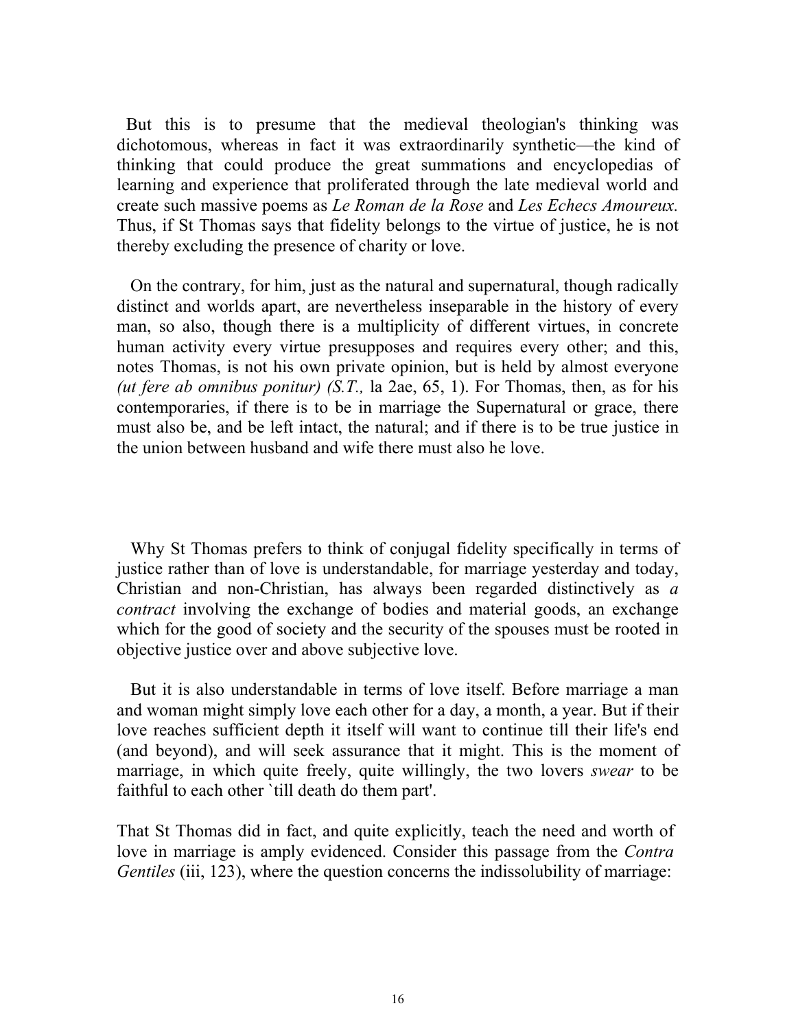But this is to presume that the medieval theologian's thinking was dichotomous, whereas in fact it was extraordinarily synthetic—the kind of thinking that could produce the great summations and encyclopedias of learning and experience that proliferated through the late medieval world and create such massive poems as *Le Roman de la Rose* and *Les Echecs Amoureux.* Thus, if St Thomas says that fidelity belongs to the virtue of justice, he is not thereby excluding the presence of charity or love.

On the contrary, for him, just as the natural and supernatural, though radically distinct and worlds apart, are nevertheless inseparable in the history of every man, so also, though there is a multiplicity of different virtues, in concrete human activity every virtue presupposes and requires every other; and this, notes Thomas, is not his own private opinion, but is held by almost everyone *(ut fere ab omnibus ponitur) (S.T.,* la 2ae, 65, 1). For Thomas, then, as for his contemporaries, if there is to be in marriage the Supernatural or grace, there must also be, and be left intact, the natural; and if there is to be true justice in the union between husband and wife there must also he love.

Why St Thomas prefers to think of conjugal fidelity specifically in terms of justice rather than of love is understandable, for marriage yesterday and today, Christian and non-Christian, has always been regarded distinctively as *a contract* involving the exchange of bodies and material goods, an exchange which for the good of society and the security of the spouses must be rooted in objective justice over and above subjective love.

But it is also understandable in terms of love itself. Before marriage a man and woman might simply love each other for a day, a month, a year. But if their love reaches sufficient depth it itself will want to continue till their life's end (and beyond), and will seek assurance that it might. This is the moment of marriage, in which quite freely, quite willingly, the two lovers *swear* to be faithful to each other `till death do them part'.

That St Thomas did in fact, and quite explicitly, teach the need and worth of love in marriage is amply evidenced. Consider this passage from the *Contra Gentiles* (iii, 123), where the question concerns the indissolubility of marriage: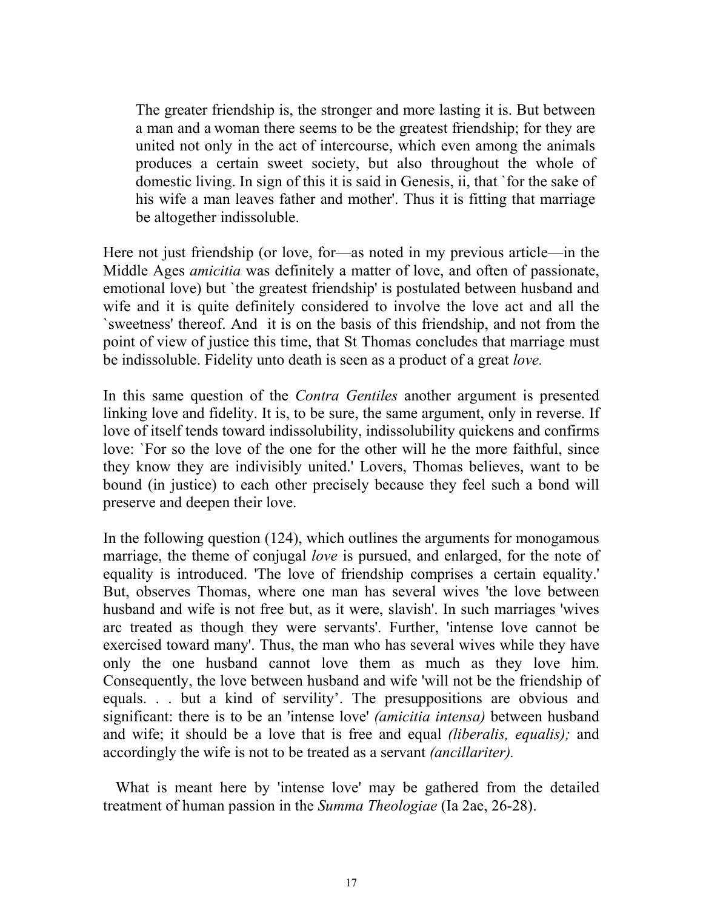> The greater friendship is, the stronger and more lasting it is. But between a man and a woman there seems to be the greatest friendship; for they are united not only in the act of intercourse, which even among the animals produces a certain sweet society, but also throughout the whole of domestic living. In sign of this it is said in Genesis, ii, that `for the sake of his wife a man leaves father and mother'. Thus it is fitting that marriage be altogether indissoluble.

Here not just friendship (or love, for—as noted in my previous article—in the Middle Ages *amicitia* was definitely a matter of love, and often of passionate, emotional love) but `the greatest friendship' is postulated between husband and wife and it is quite definitely considered to involve the love act and all the `sweetness' thereof. And it is on the basis of this friendship, and not from the point of view of justice this time, that St Thomas concludes that marriage must be indissoluble. Fidelity unto death is seen as a product of a great *love.*

In this same question of the *Contra Gentiles* another argument is presented linking love and fidelity. It is, to be sure, the same argument, only in reverse. If love of itself tends toward indissolubility, indissolubility quickens and confirms love: `For so the love of the one for the other will he the more faithful, since they know they are indivisibly united.' Lovers, Thomas believes, want to be bound (in justice) to each other precisely because they feel such a bond will preserve and deepen their love.

In the following question (124), which outlines the arguments for monogamous marriage, the theme of conjugal *love* is pursued, and enlarged, for the note of equality is introduced. 'The love of friendship comprises a certain equality.' But, observes Thomas, where one man has several wives 'the love between husband and wife is not free but, as it were, slavish'. In such marriages 'wives arc treated as though they were servants'. Further, 'intense love cannot be exercised toward many'. Thus, the man who has several wives while they have only the one husband cannot love them as much as they love him. Consequently, the love between husband and wife 'will not be the friendship of equals. . . but a kind of servility'. The presuppositions are obvious and significant: there is to be an 'intense love' *(amicitia intensa)* between husband and wife; it should be a love that is free and equal *(liberalis, equalis);* and accordingly the wife is not to be treated as a servant *(ancillariter).*

What is meant here by 'intense love' may be gathered from the detailed treatment of human passion in the *Summa Theologiae* (Ia 2ae, 26-28).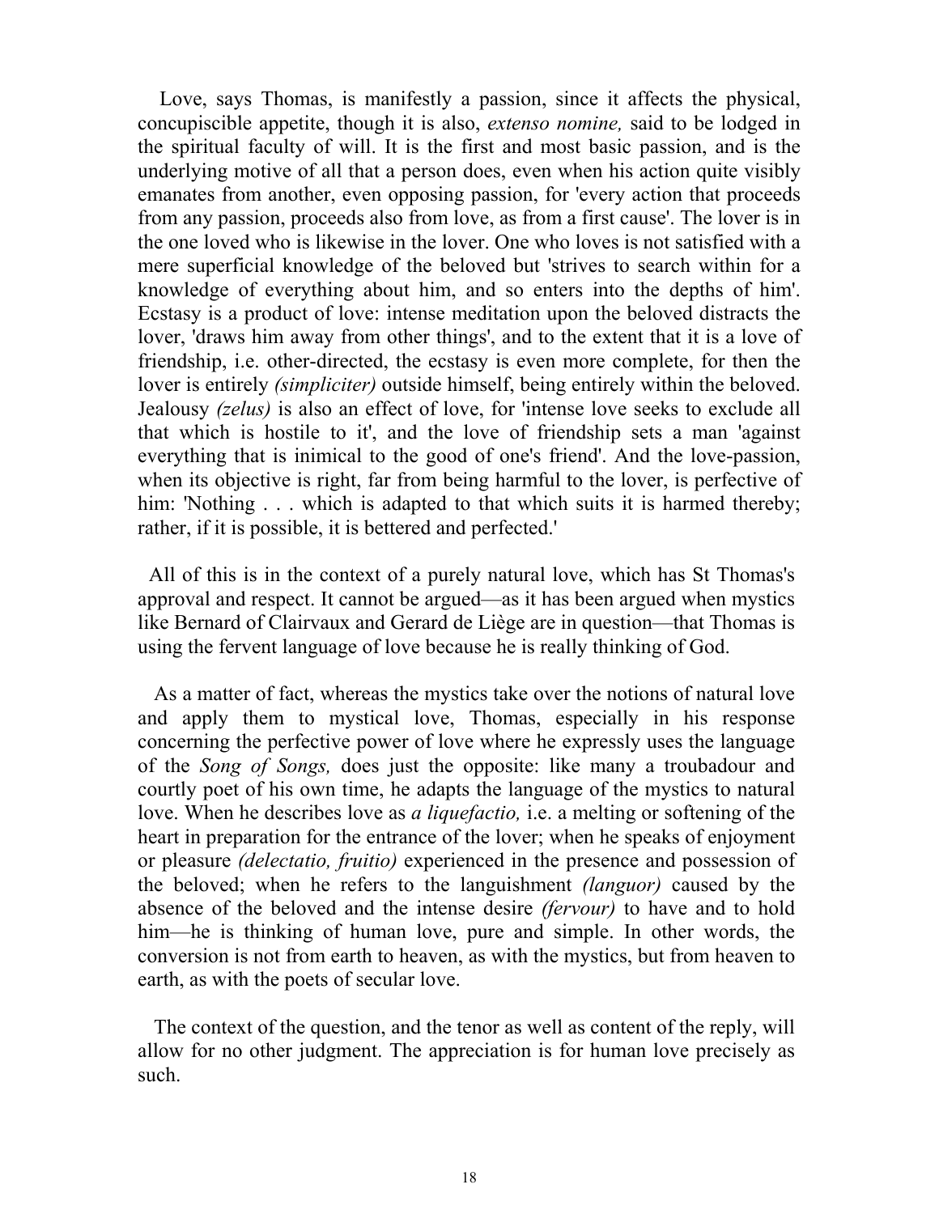Love, says Thomas, is manifestly a passion, since it affects the physical, concupiscible appetite, though it is also, *extenso nomine,* said to be lodged in the spiritual faculty of will. It is the first and most basic passion, and is the underlying motive of all that a person does, even when his action quite visibly emanates from another, even opposing passion, for 'every action that proceeds from any passion, proceeds also from love, as from a first cause'. The lover is in the one loved who is likewise in the lover. One who loves is not satisfied with a mere superficial knowledge of the beloved but 'strives to search within for a knowledge of everything about him, and so enters into the depths of him'. Ecstasy is a product of love: intense meditation upon the beloved distracts the lover, 'draws him away from other things', and to the extent that it is a love of friendship, i.e. other-directed, the ecstasy is even more complete, for then the lover is entirely *(simpliciter)* outside himself, being entirely within the beloved. Jealousy *(zelus)* is also an effect of love, for 'intense love seeks to exclude all that which is hostile to it', and the love of friendship sets a man 'against everything that is inimical to the good of one's friend'. And the love-passion, when its objective is right, far from being harmful to the lover, is perfective of him: 'Nothing . . . which is adapted to that which suits it is harmed thereby; rather, if it is possible, it is bettered and perfected.'

All of this is in the context of a purely natural love, which has St Thomas's approval and respect. It cannot be argued—as it has been argued when mystics like Bernard of Clairvaux and Gerard de Liège are in question—that Thomas is using the fervent language of love because he is really thinking of God.

As a matter of fact, whereas the mystics take over the notions of natural love and apply them to mystical love, Thomas, especially in his response concerning the perfective power of love where he expressly uses the language of the *Song of Songs,* does just the opposite: like many a troubadour and courtly poet of his own time, he adapts the language of the mystics to natural love. When he describes love as *a liquefactio,* i.e. a melting or softening of the heart in preparation for the entrance of the lover; when he speaks of enjoyment or pleasure *(delectatio, fruitio)* experienced in the presence and possession of the beloved; when he refers to the languishment *(languor)* caused by the absence of the beloved and the intense desire *(fervour)* to have and to hold him—he is thinking of human love, pure and simple. In other words, the conversion is not from earth to heaven, as with the mystics, but from heaven to earth, as with the poets of secular love.

The context of the question, and the tenor as well as content of the reply, will allow for no other judgment. The appreciation is for human love precisely as such.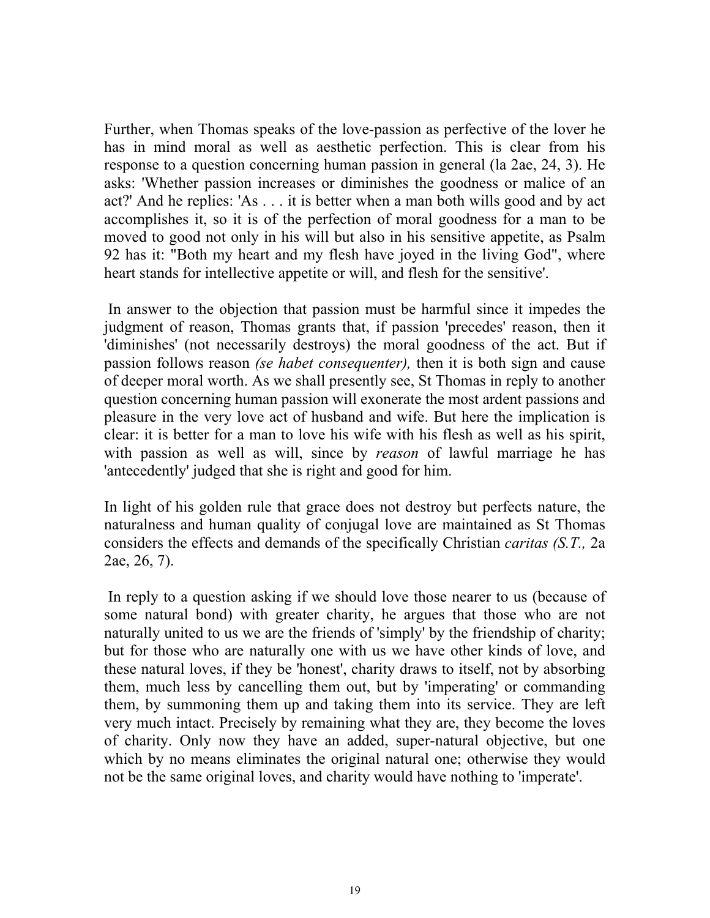Further, when Thomas speaks of the love-passion as perfective of the lover he has in mind moral as well as aesthetic perfection. This is clear from his response to a question concerning human passion in general (la 2ae, 24, 3). He asks: 'Whether passion increases or diminishes the goodness or malice of an act?' And he replies: 'As . . . it is better when a man both wills good and by act accomplishes it, so it is of the perfection of moral goodness for a man to be moved to good not only in his will but also in his sensitive appetite, as Psalm 92 has it: "Both my heart and my flesh have joyed in the living God", where heart stands for intellective appetite or will, and flesh for the sensitive'.

In answer to the objection that passion must be harmful since it impedes the judgment of reason, Thomas grants that, if passion 'precedes' reason, then it 'diminishes' (not necessarily destroys) the moral goodness of the act. But if passion follows reason *(se habet consequenter),* then it is both sign and cause of deeper moral worth. As we shall presently see, St Thomas in reply to another question concerning human passion will exonerate the most ardent passions and pleasure in the very love act of husband and wife. But here the implication is clear: it is better for a man to love his wife with his flesh as well as his spirit, with passion as well as will, since by *reason* of lawful marriage he has 'antecedently' judged that she is right and good for him.

In light of his golden rule that grace does not destroy but perfects nature, the naturalness and human quality of conjugal love are maintained as St Thomas considers the effects and demands of the specifically Christian *caritas (S.T.,* 2a 2ae, 26, 7).

In reply to a question asking if we should love those nearer to us (because of some natural bond) with greater charity, he argues that those who are not naturally united to us we are the friends of 'simply' by the friendship of charity; but for those who are naturally one with us we have other kinds of love, and these natural loves, if they be 'honest', charity draws to itself, not by absorbing them, much less by cancelling them out, but by 'imperating' or commanding them, by summoning them up and taking them into its service. They are left very much intact. Precisely by remaining what they are, they become the loves of charity. Only now they have an added, super-natural objective, but one which by no means eliminates the original natural one; otherwise they would not be the same original loves, and charity would have nothing to 'imperate'.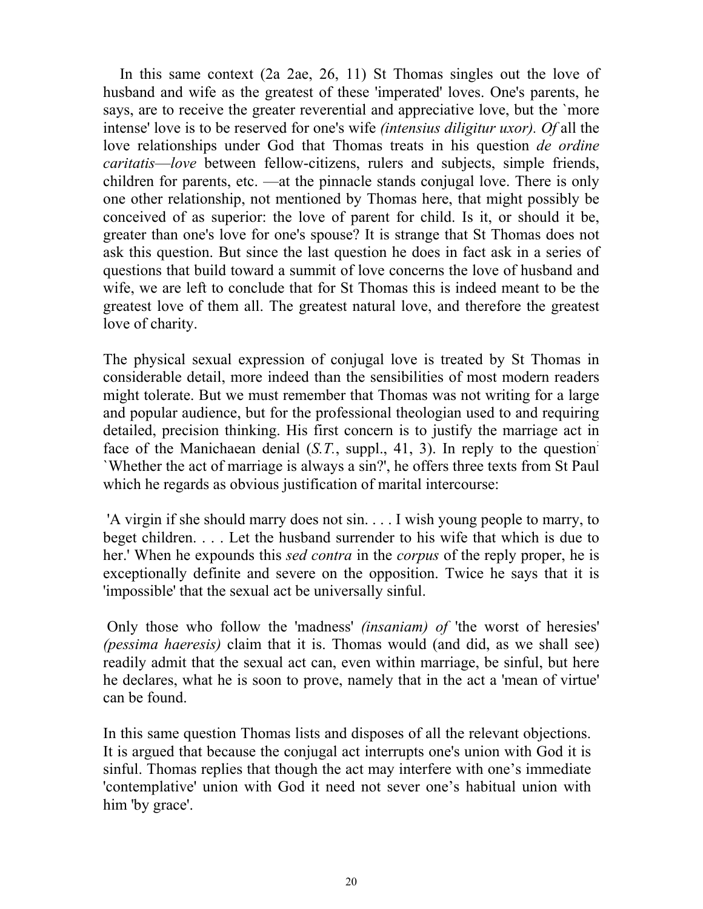In this same context (2a 2ae, 26, 11) St Thomas singles out the love of husband and wife as the greatest of these 'imperated' loves. One's parents, he says, are to receive the greater reverential and appreciative love, but the `more intense' love is to be reserved for one's wife *(intensius diligitur uxor). Of* all the love relationships under God that Thomas treats in his question *de ordine caritatis—love* between fellow-citizens, rulers and subjects, simple friends, children for parents, etc. —at the pinnacle stands conjugal love. There is only one other relationship, not mentioned by Thomas here, that might possibly be conceived of as superior: the love of parent for child. Is it, or should it be, greater than one's love for one's spouse? It is strange that St Thomas does not ask this question. But since the last question he does in fact ask in a series of questions that build toward a summit of love concerns the love of husband and wife, we are left to conclude that for St Thomas this is indeed meant to be the greatest love of them all. The greatest natural love, and therefore the greatest love of charity.

The physical sexual expression of conjugal love is treated by St Thomas in considerable detail, more indeed than the sensibilities of most modern readers might tolerate. But we must remember that Thomas was not writing for a large and popular audience, but for the professional theologian used to and requiring detailed, precision thinking. His first concern is to justify the marriage act in face of the Manichaean denial (*S.T.*, suppl., 41, 3). In reply to the question `Whether the act of marriage is always a sin?', he offers three texts from St Paul which he regards as obvious justification of marital intercourse:

'A virgin if she should marry does not sin. . . . I wish young people to marry, to beget children. . . . Let the husband surrender to his wife that which is due to her.' When he expounds this *sed contra* in the *corpus* of the reply proper, he is exceptionally definite and severe on the opposition. Twice he says that it is 'impossible' that the sexual act be universally sinful.

Only those who follow the 'madness' *(insaniam) of* 'the worst of heresies' *(pessima haeresis)* claim that it is. Thomas would (and did, as we shall see) readily admit that the sexual act can, even within marriage, be sinful, but here he declares, what he is soon to prove, namely that in the act a 'mean of virtue' can be found.

In this same question Thomas lists and disposes of all the relevant objections. It is argued that because the conjugal act interrupts one's union with God it is sinful. Thomas replies that though the act may interfere with one's immediate 'contemplative' union with God it need not sever one's habitual union with him 'by grace'.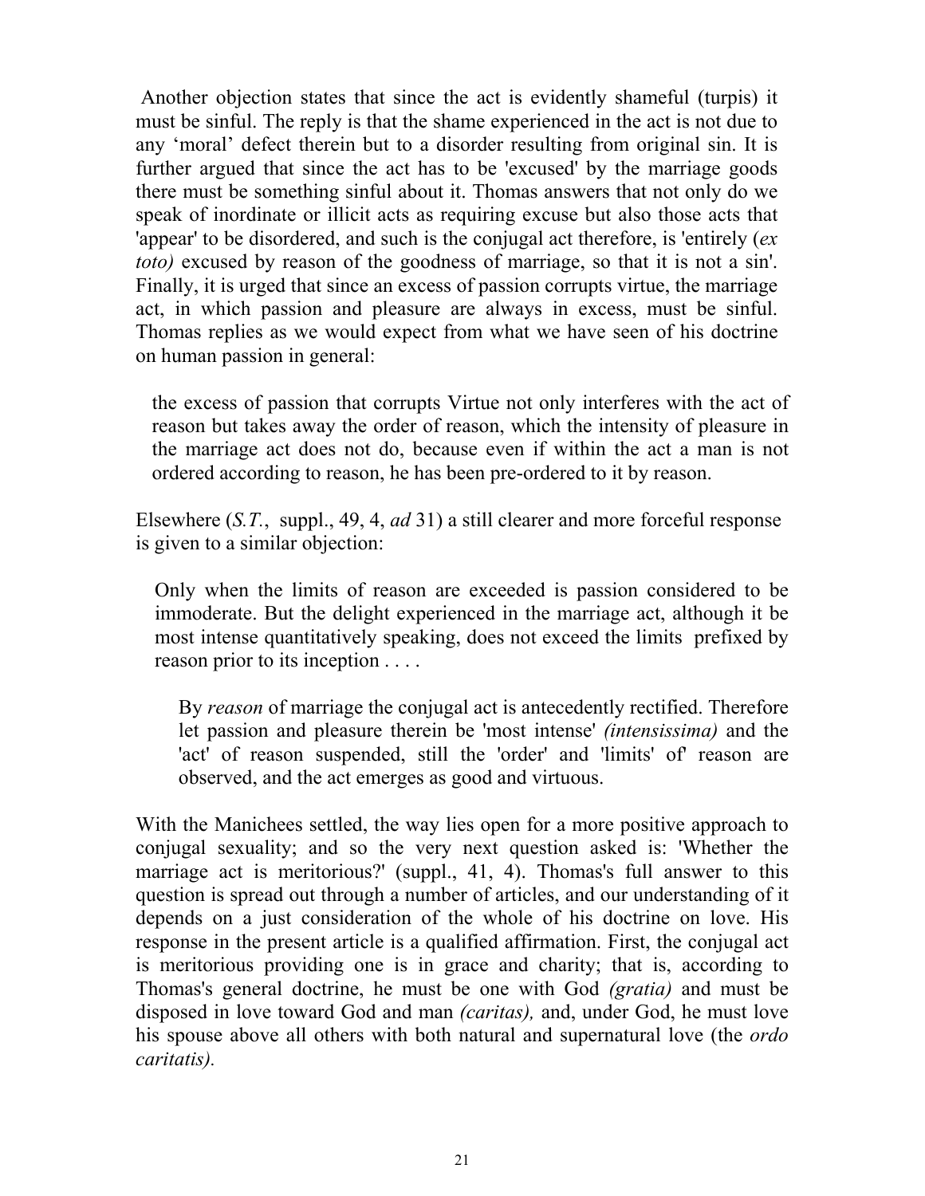Another objection states that since the act is evidently shameful (turpis) it must be sinful. The reply is that the shame experienced in the act is not due to any 'moral' defect therein but to a disorder resulting from original sin. It is further argued that since the act has to be 'excused' by the marriage goods there must be something sinful about it. Thomas answers that not only do we speak of inordinate or illicit acts as requiring excuse but also those acts that 'appear' to be disordered, and such is the conjugal act therefore, is 'entirely (*ex toto)* excused by reason of the goodness of marriage, so that it is not a sin'. Finally, it is urged that since an excess of passion corrupts virtue, the marriage act, in which passion and pleasure are always in excess, must be sinful. Thomas replies as we would expect from what we have seen of his doctrine on human passion in general:

> the excess of passion that corrupts Virtue not only interferes with the act of reason but takes away the order of reason, which the intensity of pleasure in the marriage act does not do, because even if within the act a man is not ordered according to reason, he has been pre-ordered to it by reason.

Elsewhere (*S.T.*, suppl., 49, 4, *ad* 31) a still clearer and more forceful response is given to a similar objection:

> Only when the limits of reason are exceeded is passion considered to be immoderate. But the delight experienced in the marriage act, although it be most intense quantitatively speaking, does not exceed the limits prefixed by reason prior to its inception . . . .
>
> By *reason* of marriage the conjugal act is antecedently rectified. Therefore let passion and pleasure therein be 'most intense' *(intensissima)* and the 'act' of reason suspended, still the 'order' and 'limits' of' reason are observed, and the act emerges as good and virtuous.

With the Manichees settled, the way lies open for a more positive approach to conjugal sexuality; and so the very next question asked is: 'Whether the marriage act is meritorious?' (suppl., 41, 4). Thomas's full answer to this question is spread out through a number of articles, and our understanding of it depends on a just consideration of the whole of his doctrine on love. His response in the present article is a qualified affirmation. First, the conjugal act is meritorious providing one is in grace and charity; that is, according to Thomas's general doctrine, he must be one with God *(gratia)* and must be disposed in love toward God and man *(caritas),* and, under God, he must love his spouse above all others with both natural and supernatural love (the *ordo caritatis).*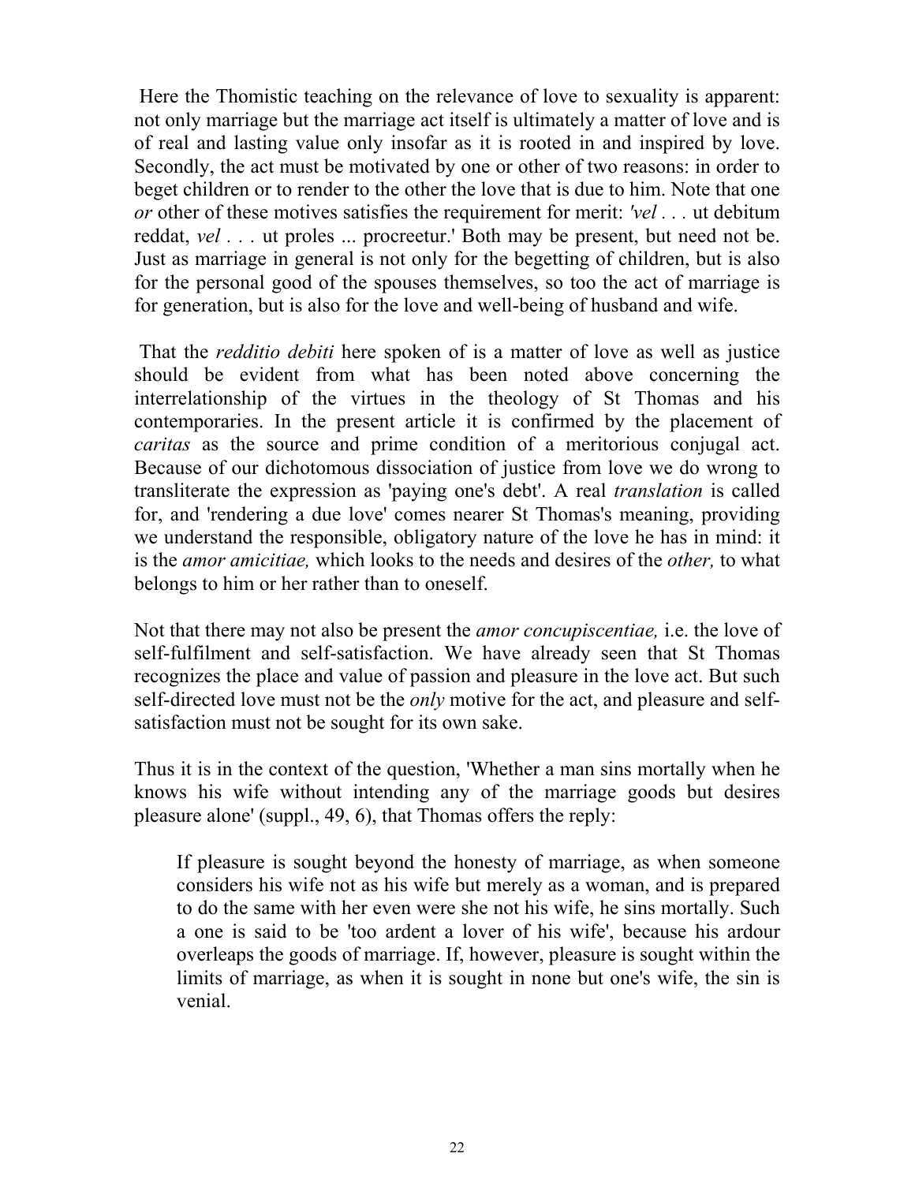Here the Thomistic teaching on the relevance of love to sexuality is apparent: not only marriage but the marriage act itself is ultimately a matter of love and is of real and lasting value only insofar as it is rooted in and inspired by love. Secondly, the act must be motivated by one or other of two reasons: in order to beget children or to render to the other the love that is due to him. Note that one *or* other of these motives satisfies the requirement for merit: *'vel* . . . ut debitum reddat, *vel* . . . ut proles ... procreetur.' Both may be present, but need not be. Just as marriage in general is not only for the begetting of children, but is also for the personal good of the spouses themselves, so too the act of marriage is for generation, but is also for the love and well-being of husband and wife.

That the *redditio debiti* here spoken of is a matter of love as well as justice should be evident from what has been noted above concerning the interrelationship of the virtues in the theology of St Thomas and his contemporaries. In the present article it is confirmed by the placement of *caritas* as the source and prime condition of a meritorious conjugal act. Because of our dichotomous dissociation of justice from love we do wrong to transliterate the expression as 'paying one's debt'. A real *translation* is called for, and 'rendering a due love' comes nearer St Thomas's meaning, providing we understand the responsible, obligatory nature of the love he has in mind: it is the *amor amicitiae,* which looks to the needs and desires of the *other,* to what belongs to him or her rather than to oneself.

Not that there may not also be present the *amor concupiscentiae,* i.e. the love of self-fulfilment and self-satisfaction. We have already seen that St Thomas recognizes the place and value of passion and pleasure in the love act. But such self-directed love must not be the *only* motive for the act, and pleasure and self-satisfaction must not be sought for its own sake.

Thus it is in the context of the question, 'Whether a man sins mortally when he knows his wife without intending any of the marriage goods but desires pleasure alone' (suppl., 49, 6), that Thomas offers the reply:

> If pleasure is sought beyond the honesty of marriage, as when someone considers his wife not as his wife but merely as a woman, and is prepared to do the same with her even were she not his wife, he sins mortally. Such a one is said to be 'too ardent a lover of his wife', because his ardour overleaps the goods of marriage. If, however, pleasure is sought within the limits of marriage, as when it is sought in none but one's wife, the sin is venial.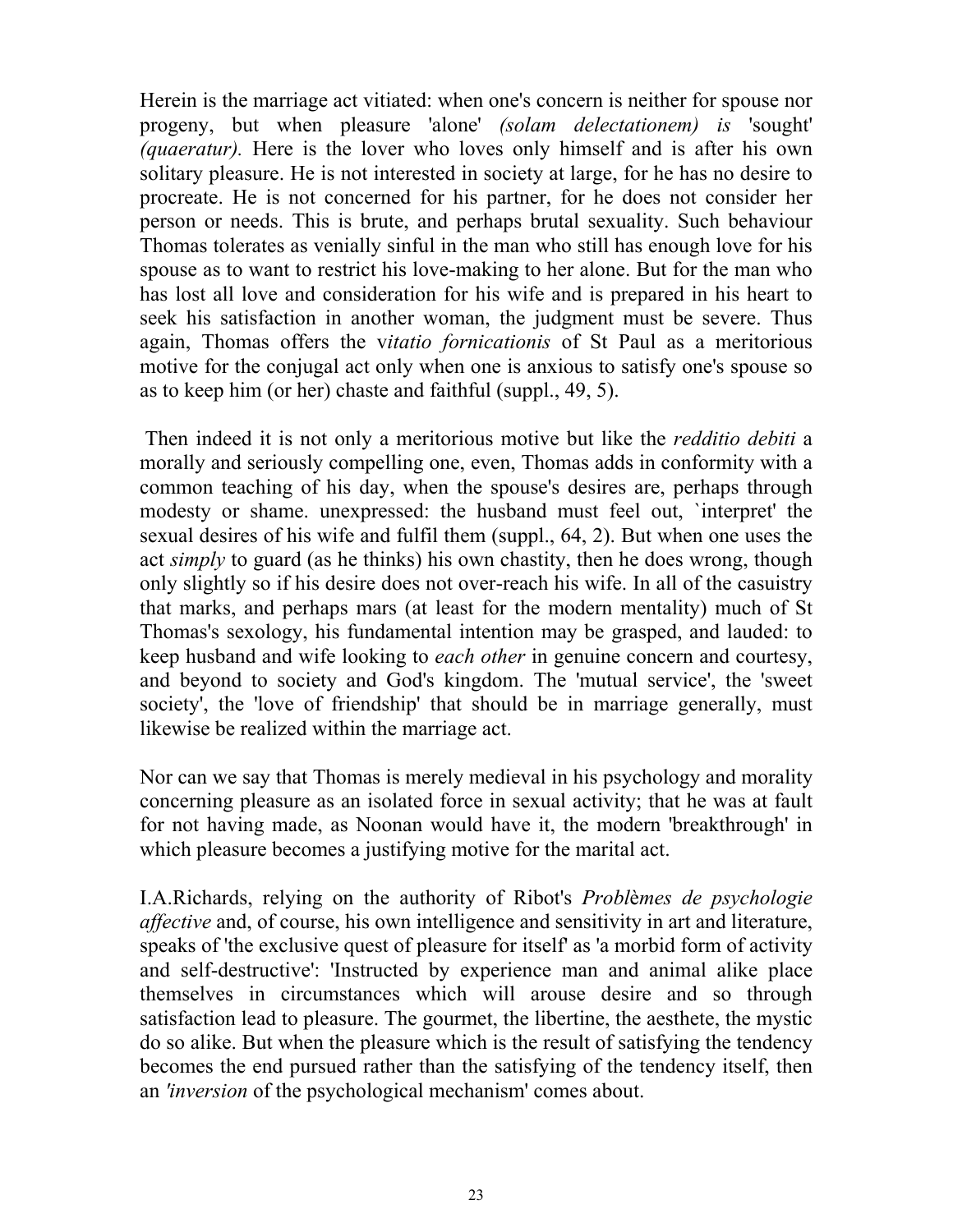Herein is the marriage act vitiated: when one's concern is neither for spouse nor progeny, but when pleasure 'alone' *(solam delectationem) is* 'sought' *(quaeratur).* Here is the lover who loves only himself and is after his own solitary pleasure. He is not interested in society at large, for he has no desire to procreate. He is not concerned for his partner, for he does not consider her person or needs. This is brute, and perhaps brutal sexuality. Such behaviour Thomas tolerates as venially sinful in the man who still has enough love for his spouse as to want to restrict his love-making to her alone. But for the man who has lost all love and consideration for his wife and is prepared in his heart to seek his satisfaction in another woman, the judgment must be severe. Thus again, Thomas offers the v*itatio fornicationis* of St Paul as a meritorious motive for the conjugal act only when one is anxious to satisfy one's spouse so as to keep him (or her) chaste and faithful (suppl., 49, 5).

Then indeed it is not only a meritorious motive but like the *redditio debiti* a morally and seriously compelling one, even, Thomas adds in conformity with a common teaching of his day, when the spouse's desires are, perhaps through modesty or shame. unexpressed: the husband must feel out, `interpret' the sexual desires of his wife and fulfil them (suppl., 64, 2). But when one uses the act *simply* to guard (as he thinks) his own chastity, then he does wrong, though only slightly so if his desire does not over-reach his wife. In all of the casuistry that marks, and perhaps mars (at least for the modern mentality) much of St Thomas's sexology, his fundamental intention may be grasped, and lauded: to keep husband and wife looking to *each other* in genuine concern and courtesy, and beyond to society and God's kingdom. The 'mutual service', the 'sweet society', the 'love of friendship' that should be in marriage generally, must likewise be realized within the marriage act.

Nor can we say that Thomas is merely medieval in his psychology and morality concerning pleasure as an isolated force in sexual activity; that he was at fault for not having made, as Noonan would have it, the modern 'breakthrough' in which pleasure becomes a justifying motive for the marital act.

I.A.Richards, relying on the authority of Ribot's *Problèmes de psychologie affective* and, of course, his own intelligence and sensitivity in art and literature, speaks of 'the exclusive quest of pleasure for itself' as 'a morbid form of activity and self-destructive': 'Instructed by experience man and animal alike place themselves in circumstances which will arouse desire and so through satisfaction lead to pleasure. The gourmet, the libertine, the aesthete, the mystic do so alike. But when the pleasure which is the result of satisfying the tendency becomes the end pursued rather than the satisfying of the tendency itself, then an *'inversion* of the psychological mechanism' comes about.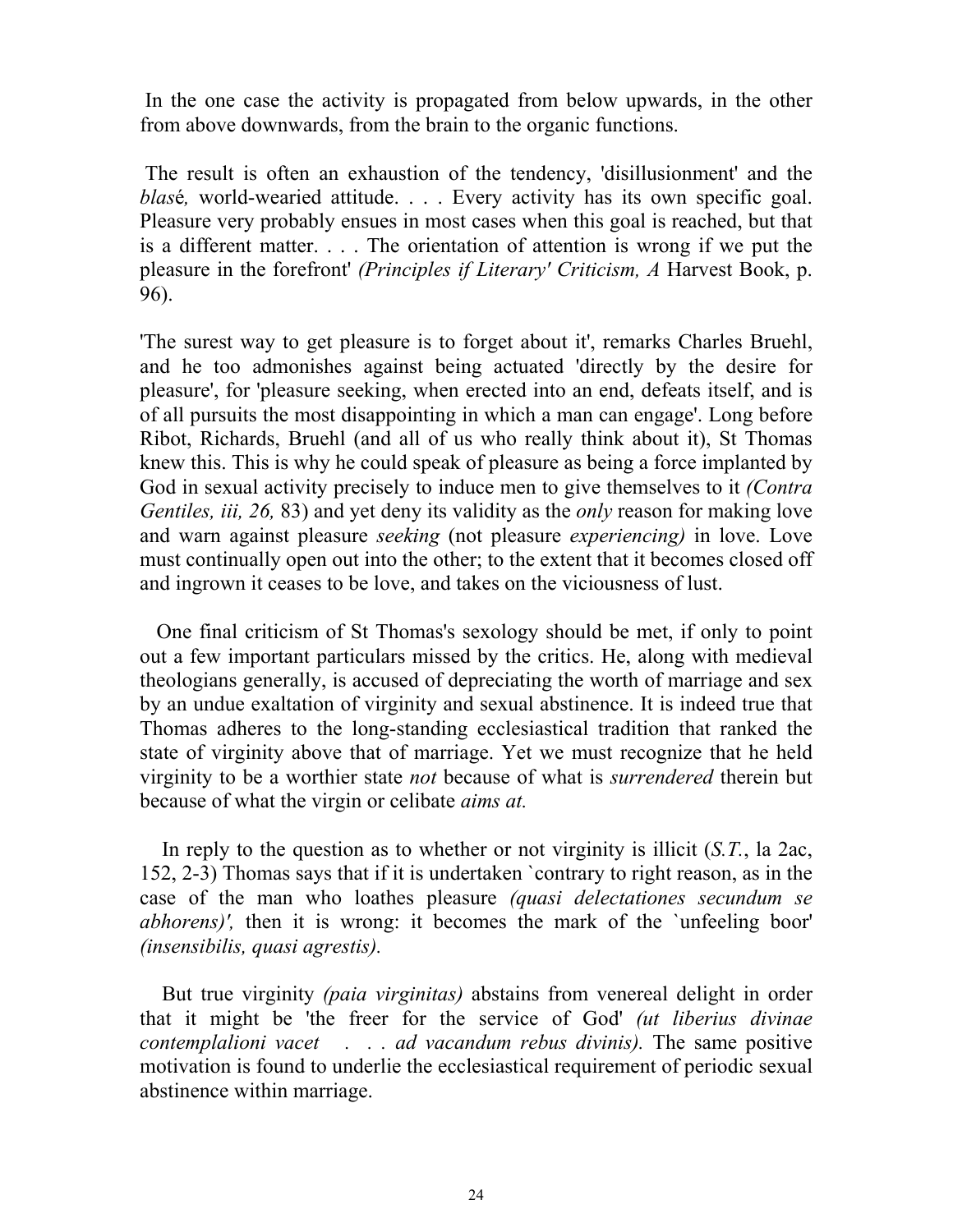In the one case the activity is propagated from below upwards, in the other from above downwards, from the brain to the organic functions.

The result is often an exhaustion of the tendency, 'disillusionment' and the *blas*é*,* world-wearied attitude. . . . Every activity has its own specific goal. Pleasure very probably ensues in most cases when this goal is reached, but that is a different matter. . . . The orientation of attention is wrong if we put the pleasure in the forefront' *(Principles if Literary' Criticism, A* Harvest Book, p. 96).

'The surest way to get pleasure is to forget about it', remarks Charles Bruehl, and he too admonishes against being actuated 'directly by the desire for pleasure', for 'pleasure seeking, when erected into an end, defeats itself, and is of all pursuits the most disappointing in which a man can engage'. Long before Ribot, Richards, Bruehl (and all of us who really think about it), St Thomas knew this. This is why he could speak of pleasure as being a force implanted by God in sexual activity precisely to induce men to give themselves to it *(Contra Gentiles, iii, 26,* 83) and yet deny its validity as the *only* reason for making love and warn against pleasure *seeking* (not pleasure *experiencing)* in love. Love must continually open out into the other; to the extent that it becomes closed off and ingrown it ceases to be love, and takes on the viciousness of lust.

One final criticism of St Thomas's sexology should be met, if only to point out a few important particulars missed by the critics. He, along with medieval theologians generally, is accused of depreciating the worth of marriage and sex by an undue exaltation of virginity and sexual abstinence. It is indeed true that Thomas adheres to the long-standing ecclesiastical tradition that ranked the state of virginity above that of marriage. Yet we must recognize that he held virginity to be a worthier state *not* because of what is *surrendered* therein but because of what the virgin or celibate *aims at.*

In reply to the question as to whether or not virginity is illicit (*S.T.*, la 2ac, 152, 2-3) Thomas says that if it is undertaken `contrary to right reason, as in the case of the man who loathes pleasure *(quasi delectationes secundum se abhorens)',* then it is wrong: it becomes the mark of the `unfeeling boor' *(insensibilis, quasi agrestis).*

But true virginity *(paia virginitas)* abstains from venereal delight in order that it might be 'the freer for the service of God' *(ut liberius divinae contemplalioni vacet . . . ad vacandum rebus divinis).* The same positive motivation is found to underlie the ecclesiastical requirement of periodic sexual abstinence within marriage.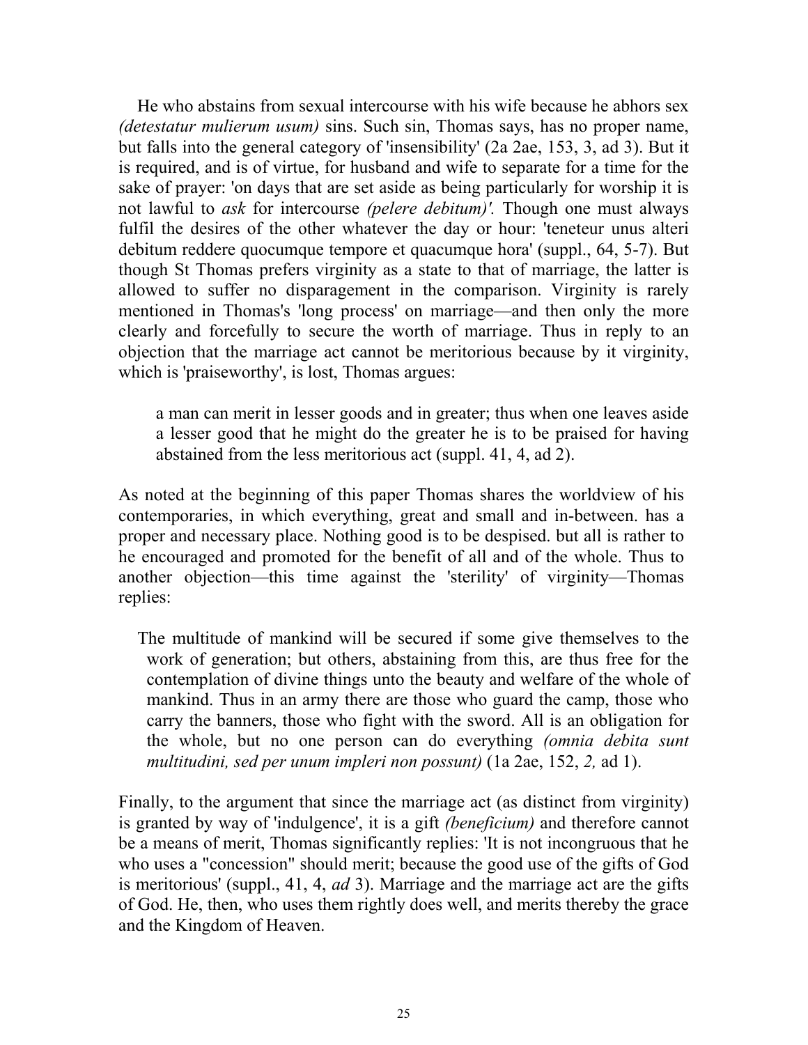He who abstains from sexual intercourse with his wife because he abhors sex *(detestatur mulierum usum)* sins. Such sin, Thomas says, has no proper name, but falls into the general category of 'insensibility' (2a 2ae, 153, 3, ad 3). But it is required, and is of virtue, for husband and wife to separate for a time for the sake of prayer: 'on days that are set aside as being particularly for worship it is not lawful to *ask* for intercourse *(pelere debitum)'.* Though one must always fulfil the desires of the other whatever the day or hour: 'teneteur unus alteri debitum reddere quocumque tempore et quacumque hora' (suppl., 64, 5-7). But though St Thomas prefers virginity as a state to that of marriage, the latter is allowed to suffer no disparagement in the comparison. Virginity is rarely mentioned in Thomas's 'long process' on marriage—and then only the more clearly and forcefully to secure the worth of marriage. Thus in reply to an objection that the marriage act cannot be meritorious because by it virginity, which is 'praiseworthy', is lost, Thomas argues:

> a man can merit in lesser goods and in greater; thus when one leaves aside a lesser good that he might do the greater he is to be praised for having abstained from the less meritorious act (suppl. 41, 4, ad 2).

As noted at the beginning of this paper Thomas shares the worldview of his contemporaries, in which everything, great and small and in-between. has a proper and necessary place. Nothing good is to be despised. but all is rather to he encouraged and promoted for the benefit of all and of the whole. Thus to another objection—this time against the 'sterility' of virginity—Thomas replies:

> The multitude of mankind will be secured if some give themselves to the work of generation; but others, abstaining from this, are thus free for the contemplation of divine things unto the beauty and welfare of the whole of mankind. Thus in an army there are those who guard the camp, those who carry the banners, those who fight with the sword. All is an obligation for the whole, but no one person can do everything *(omnia debita sunt multitudini, sed per unum impleri non possunt)* (1a 2ae, 152, *2,* ad 1).

Finally, to the argument that since the marriage act (as distinct from virginity) is granted by way of 'indulgence', it is a gift *(beneficium)* and therefore cannot be a means of merit, Thomas significantly replies: 'It is not incongruous that he who uses a "concession" should merit; because the good use of the gifts of God is meritorious' (suppl., 41, 4, *ad* 3). Marriage and the marriage act are the gifts of God. He, then, who uses them rightly does well, and merits thereby the grace and the Kingdom of Heaven.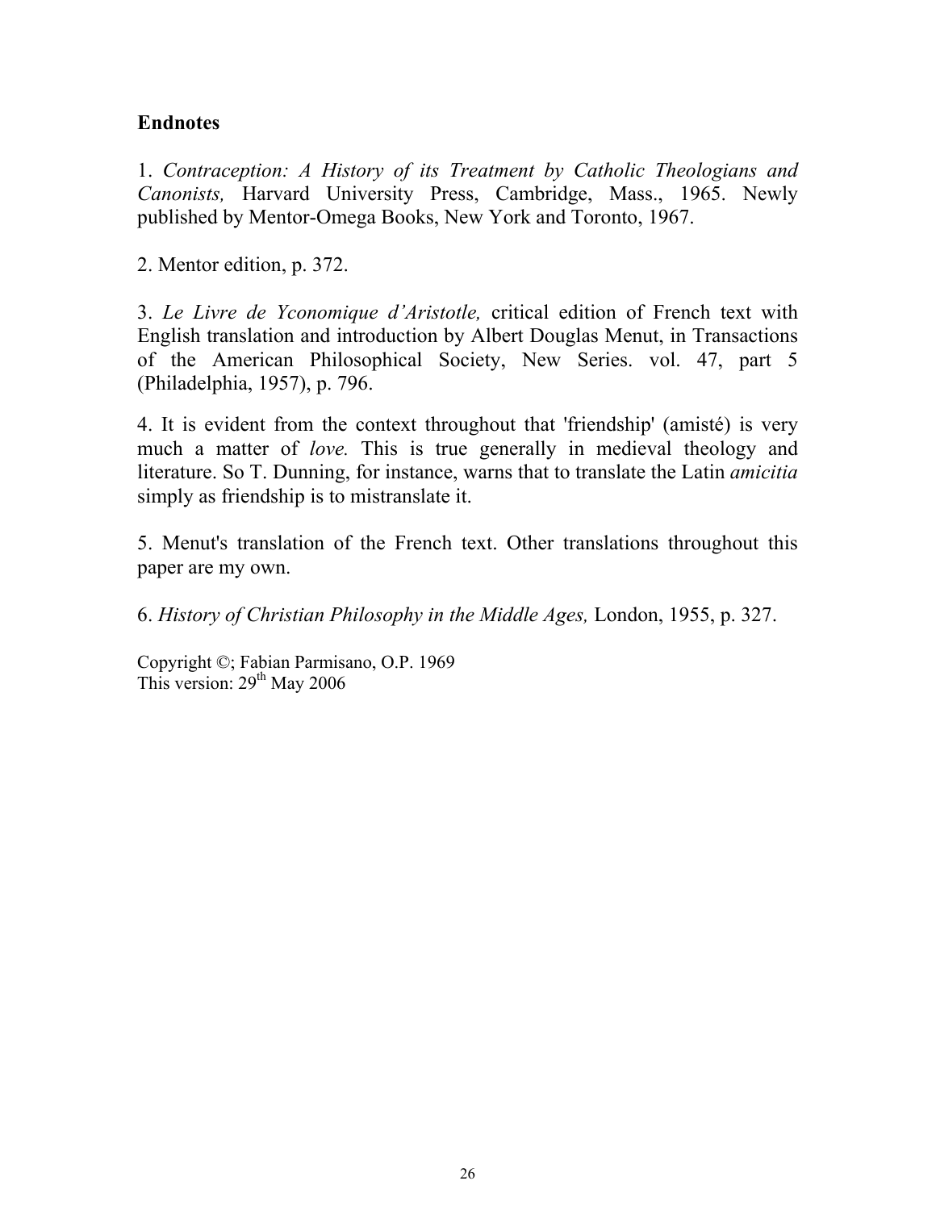**Endnotes**

1. *Contraception: A History of its Treatment by Catholic Theologians and Canonists,* Harvard University Press, Cambridge, Mass., 1965. Newly published by Mentor-Omega Books, New York and Toronto, 1967.

2. Mentor edition, p. 372.

3. *Le Livre de Yconomique d'Aristotle,* critical edition of French text with English translation and introduction by Albert Douglas Menut, in Transactions of the American Philosophical Society, New Series. vol. 47, part 5 (Philadelphia, 1957), p. 796.

4. It is evident from the context throughout that 'friendship' (amisté) is very much a matter of *love.* This is true generally in medieval theology and literature. So T. Dunning, for instance, warns that to translate the Latin *amicitia* simply as friendship is to mistranslate it.

5. Menut's translation of the French text. Other translations throughout this paper are my own.

6. *History of Christian Philosophy in the Middle Ages,* London, 1955, p. 327.

Copyright ©; Fabian Parmisano, O.P. 1969
This version: 29th May 2006